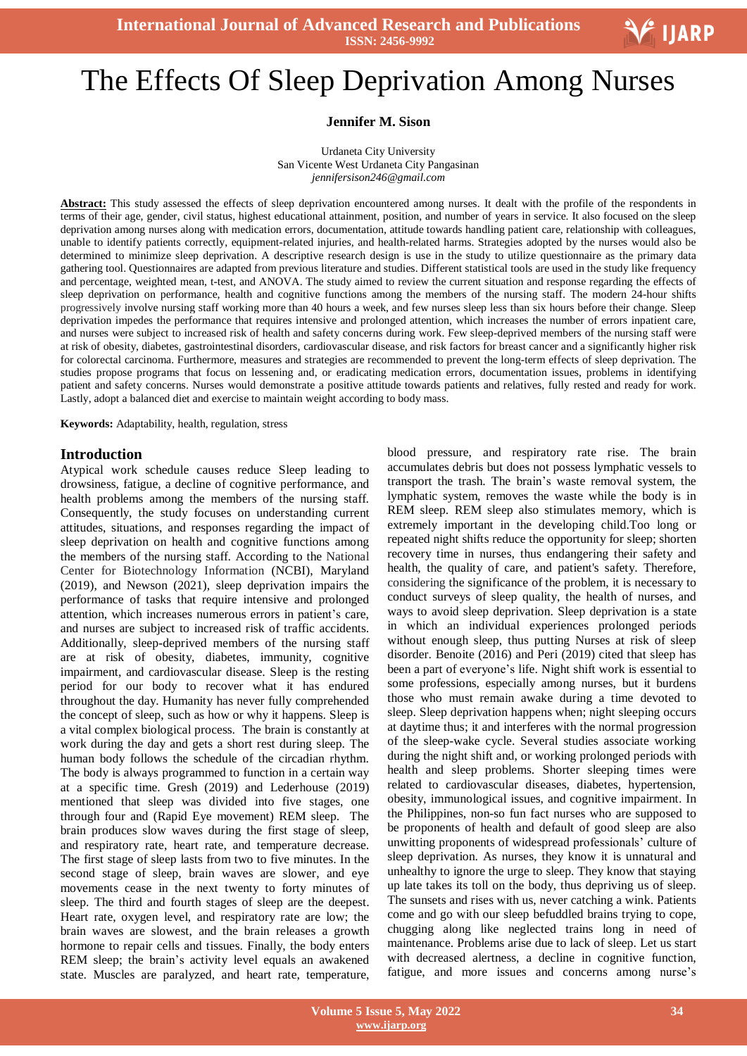// The Effects Of Sleep Deprivation Among Nurses

**Jennifer M. Sison**

Urdaneta City University
San Vicente West Urdaneta City Pangasinan
*jennifersison246@gmail.com*

**Abstract:** This study assessed the effects of sleep deprivation encountered among nurses. It dealt with the profile of the respondents in terms of their age, gender, civil status, highest educational attainment, position, and number of years in service. It also focused on the sleep deprivation among nurses along with medication errors, documentation, attitude towards handling patient care, relationship with colleagues, unable to identify patients correctly, equipment-related injuries, and health-related harms. Strategies adopted by the nurses would also be determined to minimize sleep deprivation. A descriptive research design is use in the study to utilize questionnaire as the primary data gathering tool. Questionnaires are adapted from previous literature and studies. Different statistical tools are used in the study like frequency and percentage, weighted mean, t-test, and ANOVA. The study aimed to review the current situation and response regarding the effects of sleep deprivation on performance, health and cognitive functions among the members of the nursing staff. The modern 24-hour shifts progressively involve nursing staff working more than 40 hours a week, and few nurses sleep less than six hours before their change. Sleep deprivation impedes the performance that requires intensive and prolonged attention, which increases the number of errors inpatient care, and nurses were subject to increased risk of health and safety concerns during work. Few sleep-deprived members of the nursing staff were at risk of obesity, diabetes, gastrointestinal disorders, cardiovascular disease, and risk factors for breast cancer and a significantly higher risk for colorectal carcinoma. Furthermore, measures and strategies are recommended to prevent the long-term effects of sleep deprivation. The studies propose programs that focus on lessening and, or eradicating medication errors, documentation issues, problems in identifying patient and safety concerns. Nurses would demonstrate a positive attitude towards patients and relatives, fully rested and ready for work. Lastly, adopt a balanced diet and exercise to maintain weight according to body mass.

**Keywords:** Adaptability, health, regulation, stress

## Introduction

Atypical work schedule causes reduce Sleep leading to drowsiness, fatigue, a decline of cognitive performance, and health problems among the members of the nursing staff. Consequently, the study focuses on understanding current attitudes, situations, and responses regarding the impact of sleep deprivation on health and cognitive functions among the members of the nursing staff. According to the National Center for Biotechnology Information (NCBI), Maryland (2019), and Newson (2021), sleep deprivation impairs the performance of tasks that require intensive and prolonged attention, which increases numerous errors in patient's care, and nurses are subject to increased risk of traffic accidents. Additionally, sleep-deprived members of the nursing staff are at risk of obesity, diabetes, immunity, cognitive impairment, and cardiovascular disease. Sleep is the resting period for our body to recover what it has endured throughout the day. Humanity has never fully comprehended the concept of sleep, such as how or why it happens. Sleep is a vital complex biological process. The brain is constantly at work during the day and gets a short rest during sleep. The human body follows the schedule of the circadian rhythm. The body is always programmed to function in a certain way at a specific time. Gresh (2019) and Lederhouse (2019) mentioned that sleep was divided into five stages, one through four and (Rapid Eye movement) REM sleep. The brain produces slow waves during the first stage of sleep, and respiratory rate, heart rate, and temperature decrease. The first stage of sleep lasts from two to five minutes. In the second stage of sleep, brain waves are slower, and eye movements cease in the next twenty to forty minutes of sleep. The third and fourth stages of sleep are the deepest. Heart rate, oxygen level, and respiratory rate are low; the brain waves are slowest, and the brain releases a growth hormone to repair cells and tissues. Finally, the body enters REM sleep; the brain's activity level equals an awakened state. Muscles are paralyzed, and heart rate, temperature, blood pressure, and respiratory rate rise. The brain accumulates debris but does not possess lymphatic vessels to transport the trash. The brain's waste removal system, the lymphatic system, removes the waste while the body is in REM sleep. REM sleep also stimulates memory, which is extremely important in the developing child.Too long or repeated night shifts reduce the opportunity for sleep; shorten recovery time in nurses, thus endangering their safety and health, the quality of care, and patient's safety. Therefore, considering the significance of the problem, it is necessary to conduct surveys of sleep quality, the health of nurses, and ways to avoid sleep deprivation. Sleep deprivation is a state in which an individual experiences prolonged periods without enough sleep, thus putting Nurses at risk of sleep disorder. Benoite (2016) and Peri (2019) cited that sleep has been a part of everyone's life. Night shift work is essential to some professions, especially among nurses, but it burdens those who must remain awake during a time devoted to sleep. Sleep deprivation happens when; night sleeping occurs at daytime thus; it and interferes with the normal progression of the sleep-wake cycle. Several studies associate working during the night shift and, or working prolonged periods with health and sleep problems. Shorter sleeping times were related to cardiovascular diseases, diabetes, hypertension, obesity, immunological issues, and cognitive impairment. In the Philippines, non-so fun fact nurses who are supposed to be proponents of health and default of good sleep are also unwitting proponents of widespread professionals' culture of sleep deprivation. As nurses, they know it is unnatural and unhealthy to ignore the urge to sleep. They know that staying up late takes its toll on the body, thus depriving us of sleep. The sunsets and rises with us, never catching a wink. Patients come and go with our sleep befuddled brains trying to cope, chugging along like neglected trains long in need of maintenance. Problems arise due to lack of sleep. Let us start with decreased alertness, a decline in cognitive function, fatigue, and more issues and concerns among nurse's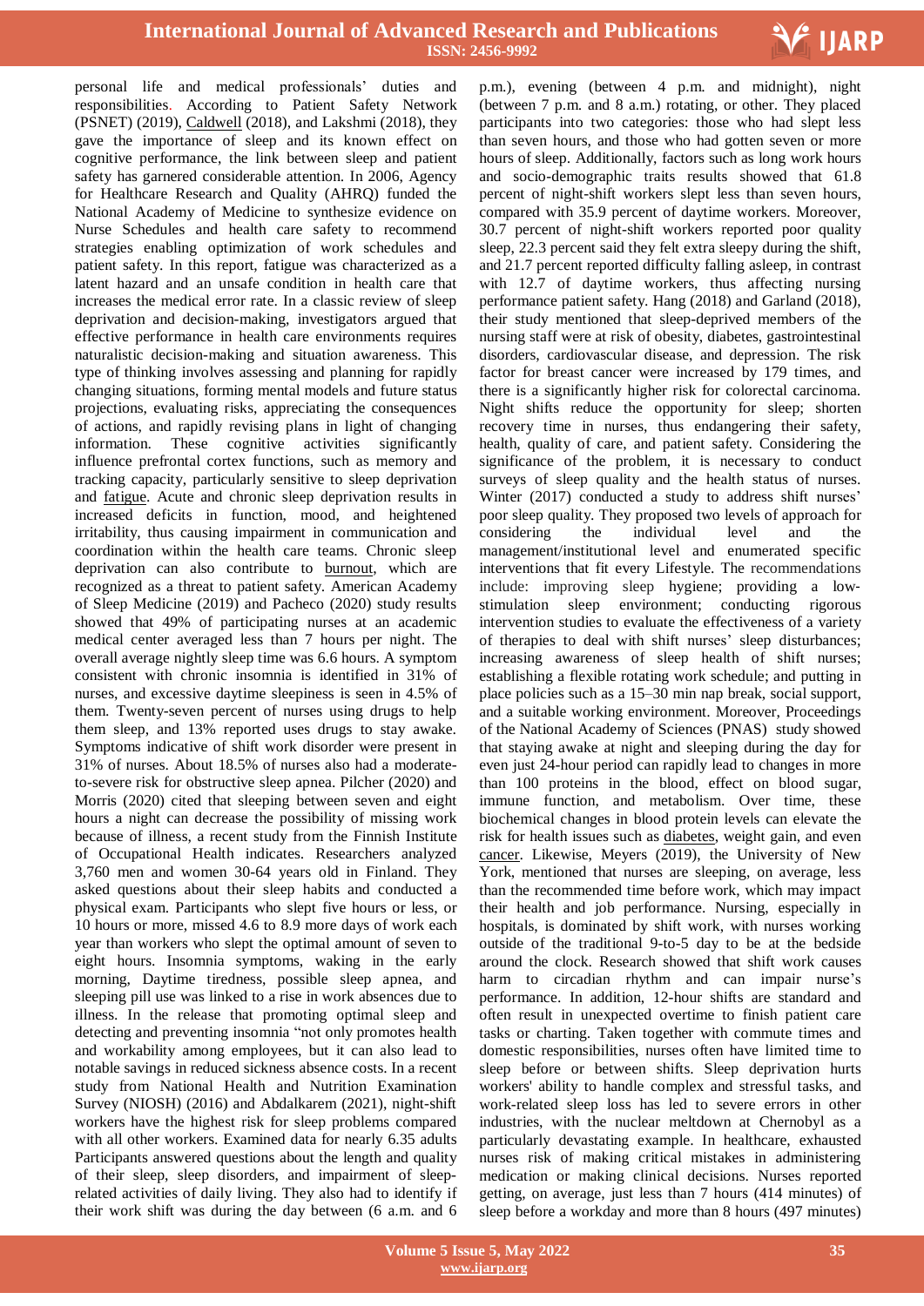personal life and medical professionals' duties and responsibilities. According to Patient Safety Network (PSNET) (2019), Caldwell (2018), and Lakshmi (2018), they gave the importance of sleep and its known effect on cognitive performance, the link between sleep and patient safety has garnered considerable attention. In 2006, Agency for Healthcare Research and Quality (AHRQ) funded the National Academy of Medicine to synthesize evidence on Nurse Schedules and health care safety to recommend strategies enabling optimization of work schedules and patient safety. In this report, fatigue was characterized as a latent hazard and an unsafe condition in health care that increases the medical error rate. In a classic review of sleep deprivation and decision-making, investigators argued that effective performance in health care environments requires naturalistic decision-making and situation awareness. This type of thinking involves assessing and planning for rapidly changing situations, forming mental models and future status projections, evaluating risks, appreciating the consequences of actions, and rapidly revising plans in light of changing information. These cognitive activities significantly influence prefrontal cortex functions, such as memory and tracking capacity, particularly sensitive to sleep deprivation and fatigue. Acute and chronic sleep deprivation results in increased deficits in function, mood, and heightened irritability, thus causing impairment in communication and coordination within the health care teams. Chronic sleep deprivation can also contribute to burnout, which are recognized as a threat to patient safety. American Academy of Sleep Medicine (2019) and Pacheco (2020) study results showed that 49% of participating nurses at an academic medical center averaged less than 7 hours per night. The overall average nightly sleep time was 6.6 hours. A symptom consistent with chronic insomnia is identified in 31% of nurses, and excessive daytime sleepiness is seen in 4.5% of them. Twenty-seven percent of nurses using drugs to help them sleep, and 13% reported uses drugs to stay awake. Symptoms indicative of shift work disorder were present in 31% of nurses. About 18.5% of nurses also had a moderate-to-severe risk for obstructive sleep apnea. Pilcher (2020) and Morris (2020) cited that sleeping between seven and eight hours a night can decrease the possibility of missing work because of illness, a recent study from the Finnish Institute of Occupational Health indicates. Researchers analyzed 3,760 men and women 30-64 years old in Finland. They asked questions about their sleep habits and conducted a physical exam. Participants who slept five hours or less, or 10 hours or more, missed 4.6 to 8.9 more days of work each year than workers who slept the optimal amount of seven to eight hours. Insomnia symptoms, waking in the early morning, Daytime tiredness, possible sleep apnea, and sleeping pill use was linked to a rise in work absences due to illness. In the release that promoting optimal sleep and detecting and preventing insomnia "not only promotes health and workability among employees, but it can also lead to notable savings in reduced sickness absence costs. In a recent study from National Health and Nutrition Examination Survey (NIOSH) (2016) and Abdalkarem (2021), night-shift workers have the highest risk for sleep problems compared with all other workers. Examined data for nearly 6.35 adults Participants answered questions about the length and quality of their sleep, sleep disorders, and impairment of sleep-related activities of daily living. They also had to identify if their work shift was during the day between (6 a.m. and 6 p.m.), evening (between 4 p.m. and midnight), night (between 7 p.m. and 8 a.m.) rotating, or other. They placed participants into two categories: those who had slept less than seven hours, and those who had gotten seven or more hours of sleep. Additionally, factors such as long work hours and socio-demographic traits results showed that 61.8 percent of night-shift workers slept less than seven hours, compared with 35.9 percent of daytime workers. Moreover, 30.7 percent of night-shift workers reported poor quality sleep, 22.3 percent said they felt extra sleepy during the shift, and 21.7 percent reported difficulty falling asleep, in contrast with 12.7 of daytime workers, thus affecting nursing performance patient safety. Hang (2018) and Garland (2018), their study mentioned that sleep-deprived members of the nursing staff were at risk of obesity, diabetes, gastrointestinal disorders, cardiovascular disease, and depression. The risk factor for breast cancer were increased by 179 times, and there is a significantly higher risk for colorectal carcinoma. Night shifts reduce the opportunity for sleep; shorten recovery time in nurses, thus endangering their safety, health, quality of care, and patient safety. Considering the significance of the problem, it is necessary to conduct surveys of sleep quality and the health status of nurses. Winter (2017) conducted a study to address shift nurses' poor sleep quality. They proposed two levels of approach for considering the individual level and the management/institutional level and enumerated specific interventions that fit every Lifestyle. The recommendations include: improving sleep hygiene; providing a low-stimulation sleep environment; conducting rigorous intervention studies to evaluate the effectiveness of a variety of therapies to deal with shift nurses' sleep disturbances; increasing awareness of sleep health of shift nurses; establishing a flexible rotating work schedule; and putting in place policies such as a 15–30 min nap break, social support, and a suitable working environment. Moreover, Proceedings of the National Academy of Sciences (PNAS) study showed that staying awake at night and sleeping during the day for even just 24-hour period can rapidly lead to changes in more than 100 proteins in the blood, effect on blood sugar, immune function, and metabolism. Over time, these biochemical changes in blood protein levels can elevate the risk for health issues such as diabetes, weight gain, and even cancer. Likewise, Meyers (2019), the University of New York, mentioned that nurses are sleeping, on average, less than the recommended time before work, which may impact their health and job performance. Nursing, especially in hospitals, is dominated by shift work, with nurses working outside of the traditional 9-to-5 day to be at the bedside around the clock. Research showed that shift work causes harm to circadian rhythm and can impair nurse's performance. In addition, 12-hour shifts are standard and often result in unexpected overtime to finish patient care tasks or charting. Taken together with commute times and domestic responsibilities, nurses often have limited time to sleep before or between shifts. Sleep deprivation hurts workers' ability to handle complex and stressful tasks, and work-related sleep loss has led to severe errors in other industries, with the nuclear meltdown at Chernobyl as a particularly devastating example. In healthcare, exhausted nurses risk of making critical mistakes in administering medication or making clinical decisions. Nurses reported getting, on average, just less than 7 hours (414 minutes) of sleep before a workday and more than 8 hours (497 minutes)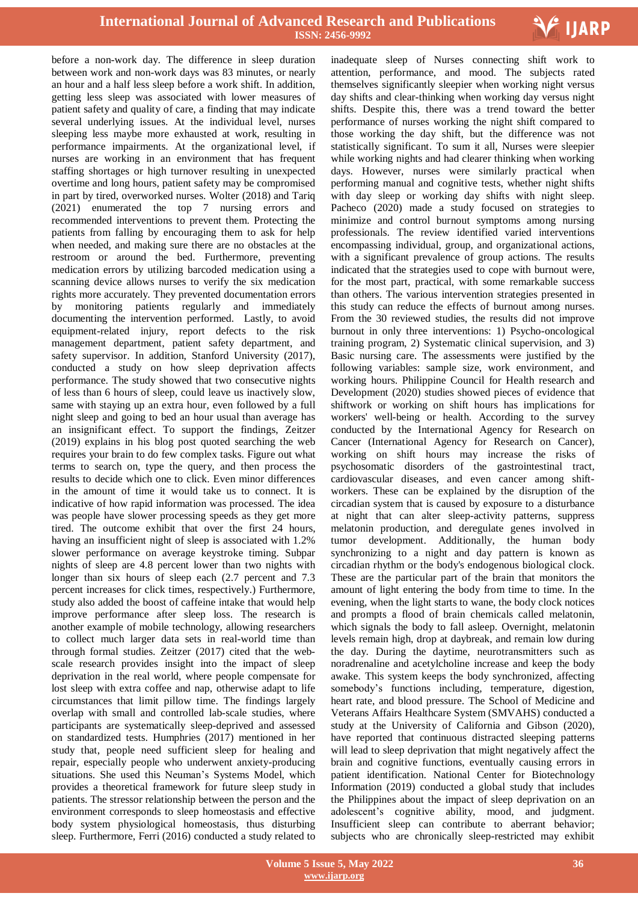before a non-work day. The difference in sleep duration between work and non-work days was 83 minutes, or nearly an hour and a half less sleep before a work shift. In addition, getting less sleep was associated with lower measures of patient safety and quality of care, a finding that may indicate several underlying issues. At the individual level, nurses sleeping less maybe more exhausted at work, resulting in performance impairments. At the organizational level, if nurses are working in an environment that has frequent staffing shortages or high turnover resulting in unexpected overtime and long hours, patient safety may be compromised in part by tired, overworked nurses. Wolter (2018) and Tariq (2021) enumerated the top 7 nursing errors and recommended interventions to prevent them. Protecting the patients from falling by encouraging them to ask for help when needed, and making sure there are no obstacles at the restroom or around the bed. Furthermore, preventing medication errors by utilizing barcoded medication using a scanning device allows nurses to verify the six medication rights more accurately. They prevented documentation errors by monitoring patients regularly and immediately documenting the intervention performed. Lastly, to avoid equipment-related injury, report defects to the risk management department, patient safety department, and safety supervisor. In addition, Stanford University (2017), conducted a study on how sleep deprivation affects performance. The study showed that two consecutive nights of less than 6 hours of sleep, could leave us inactively slow, same with staying up an extra hour, even followed by a full night sleep and going to bed an hour usual than average has an insignificant effect. To support the findings, Zeitzer (2019) explains in his blog post quoted searching the web requires your brain to do few complex tasks. Figure out what terms to search on, type the query, and then process the results to decide which one to click. Even minor differences in the amount of time it would take us to connect. It is indicative of how rapid information was processed. The idea was people have slower processing speeds as they get more tired. The outcome exhibit that over the first 24 hours, having an insufficient night of sleep is associated with 1.2% slower performance on average keystroke timing. Subpar nights of sleep are 4.8 percent lower than two nights with longer than six hours of sleep each (2.7 percent and 7.3 percent increases for click times, respectively.) Furthermore, study also added the boost of caffeine intake that would help improve performance after sleep loss. The research is another example of mobile technology, allowing researchers to collect much larger data sets in real-world time than through formal studies. Zeitzer (2017) cited that the web-scale research provides insight into the impact of sleep deprivation in the real world, where people compensate for lost sleep with extra coffee and nap, otherwise adapt to life circumstances that limit pillow time. The findings largely overlap with small and controlled lab-scale studies, where participants are systematically sleep-deprived and assessed on standardized tests. Humphries (2017) mentioned in her study that, people need sufficient sleep for healing and repair, especially people who underwent anxiety-producing situations. She used this Neuman's Systems Model, which provides a theoretical framework for future sleep study in patients. The stressor relationship between the person and the environment corresponds to sleep homeostasis and effective body system physiological homeostasis, thus disturbing sleep. Furthermore, Ferri (2016) conducted a study related to inadequate sleep of Nurses connecting shift work to attention, performance, and mood. The subjects rated themselves significantly sleepier when working night versus day shifts and clear-thinking when working day versus night shifts. Despite this, there was a trend toward the better performance of nurses working the night shift compared to those working the day shift, but the difference was not statistically significant. To sum it all, Nurses were sleepier while working nights and had clearer thinking when working days. However, nurses were similarly practical when performing manual and cognitive tests, whether night shifts with day sleep or working day shifts with night sleep. Pacheco (2020) made a study focused on strategies to minimize and control burnout symptoms among nursing professionals. The review identified varied interventions encompassing individual, group, and organizational actions, with a significant prevalence of group actions. The results indicated that the strategies used to cope with burnout were, for the most part, practical, with some remarkable success than others. The various intervention strategies presented in this study can reduce the effects of burnout among nurses. From the 30 reviewed studies, the results did not improve burnout in only three interventions: 1) Psycho-oncological training program, 2) Systematic clinical supervision, and 3) Basic nursing care. The assessments were justified by the following variables: sample size, work environment, and working hours. Philippine Council for Health research and Development (2020) studies showed pieces of evidence that shiftwork or working on shift hours has implications for workers' well-being or health. According to the survey conducted by the International Agency for Research on Cancer (International Agency for Research on Cancer), working on shift hours may increase the risks of psychosomatic disorders of the gastrointestinal tract, cardiovascular diseases, and even cancer among shift-workers. These can be explained by the disruption of the circadian system that is caused by exposure to a disturbance at night that can alter sleep-activity patterns, suppress melatonin production, and deregulate genes involved in tumor development. Additionally, the human body synchronizing to a night and day pattern is known as circadian rhythm or the body's endogenous biological clock. These are the particular part of the brain that monitors the amount of light entering the body from time to time. In the evening, when the light starts to wane, the body clock notices and prompts a flood of brain chemicals called melatonin, which signals the body to fall asleep. Overnight, melatonin levels remain high, drop at daybreak, and remain low during the day. During the daytime, neurotransmitters such as noradrenaline and acetylcholine increase and keep the body awake. This system keeps the body synchronized, affecting somebody's functions including, temperature, digestion, heart rate, and blood pressure. The School of Medicine and Veterans Affairs Healthcare System (SMVAHS) conducted a study at the University of California and Gibson (2020), have reported that continuous distracted sleeping patterns will lead to sleep deprivation that might negatively affect the brain and cognitive functions, eventually causing errors in patient identification. National Center for Biotechnology Information (2019) conducted a global study that includes the Philippines about the impact of sleep deprivation on an adolescent's cognitive ability, mood, and judgment. Insufficient sleep can contribute to aberrant behavior; subjects who are chronically sleep-restricted may exhibit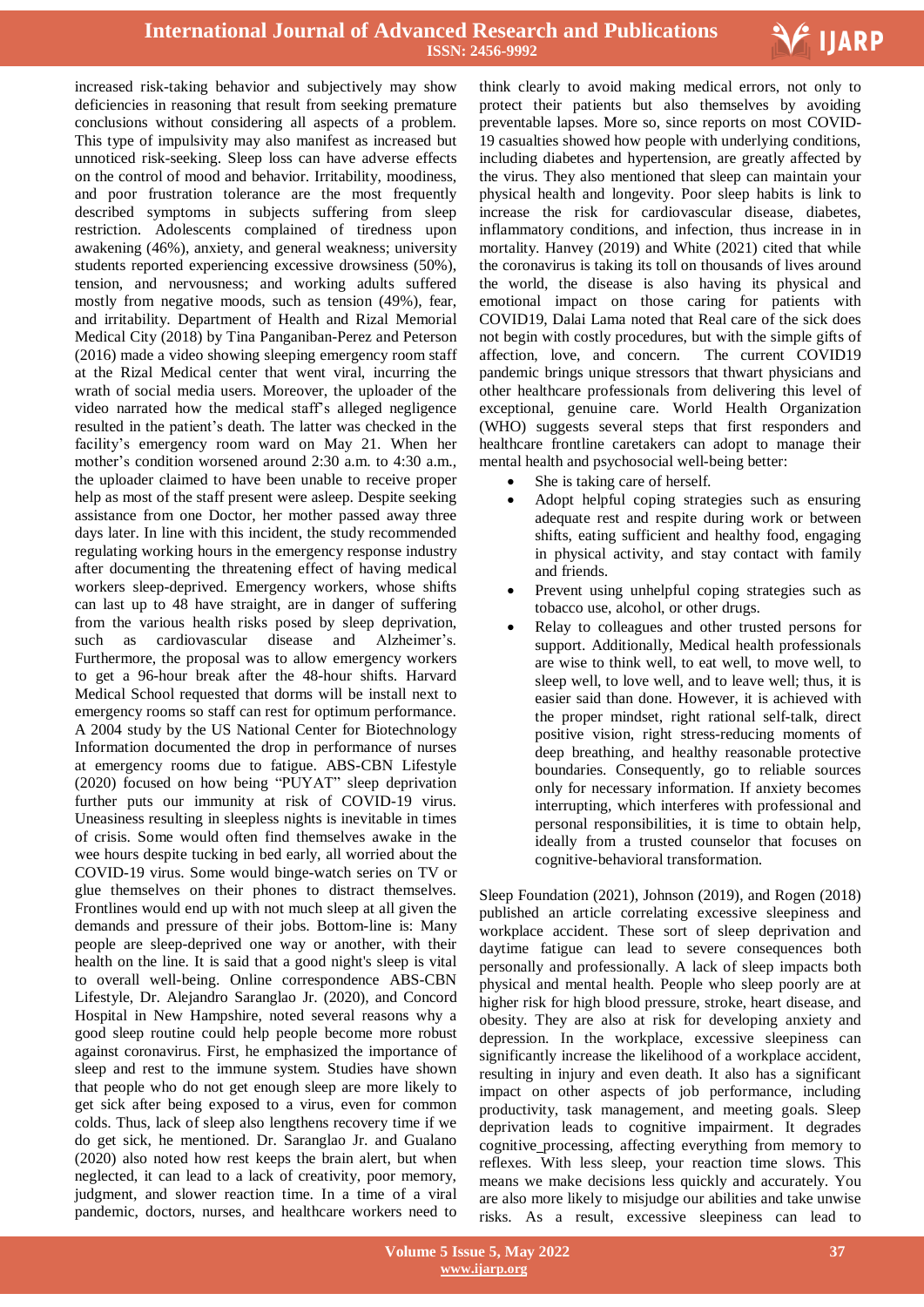increased risk-taking behavior and subjectively may show deficiencies in reasoning that result from seeking premature conclusions without considering all aspects of a problem. This type of impulsivity may also manifest as increased but unnoticed risk-seeking. Sleep loss can have adverse effects on the control of mood and behavior. Irritability, moodiness, and poor frustration tolerance are the most frequently described symptoms in subjects suffering from sleep restriction. Adolescents complained of tiredness upon awakening (46%), anxiety, and general weakness; university students reported experiencing excessive drowsiness (50%), tension, and nervousness; and working adults suffered mostly from negative moods, such as tension (49%), fear, and irritability. Department of Health and Rizal Memorial Medical City (2018) by Tina Panganiban-Perez and Peterson (2016) made a video showing sleeping emergency room staff at the Rizal Medical center that went viral, incurring the wrath of social media users. Moreover, the uploader of the video narrated how the medical staff's alleged negligence resulted in the patient's death. The latter was checked in the facility's emergency room ward on May 21. When her mother's condition worsened around 2:30 a.m. to 4:30 a.m., the uploader claimed to have been unable to receive proper help as most of the staff present were asleep. Despite seeking assistance from one Doctor, her mother passed away three days later. In line with this incident, the study recommended regulating working hours in the emergency response industry after documenting the threatening effect of having medical workers sleep-deprived. Emergency workers, whose shifts can last up to 48 have straight, are in danger of suffering from the various health risks posed by sleep deprivation, such as cardiovascular disease and Alzheimer's. Furthermore, the proposal was to allow emergency workers to get a 96-hour break after the 48-hour shifts. Harvard Medical School requested that dorms will be install next to emergency rooms so staff can rest for optimum performance. A 2004 study by the US National Center for Biotechnology Information documented the drop in performance of nurses at emergency rooms due to fatigue. ABS-CBN Lifestyle (2020) focused on how being "PUYAT" sleep deprivation further puts our immunity at risk of COVID-19 virus. Uneasiness resulting in sleepless nights is inevitable in times of crisis. Some would often find themselves awake in the wee hours despite tucking in bed early, all worried about the COVID-19 virus. Some would binge-watch series on TV or glue themselves on their phones to distract themselves. Frontlines would end up with not much sleep at all given the demands and pressure of their jobs. Bottom-line is: Many people are sleep-deprived one way or another, with their health on the line. It is said that a good night's sleep is vital to overall well-being. Online correspondence ABS-CBN Lifestyle, Dr. Alejandro Saranglao Jr. (2020), and Concord Hospital in New Hampshire, noted several reasons why a good sleep routine could help people become more robust against coronavirus. First, he emphasized the importance of sleep and rest to the immune system. Studies have shown that people who do not get enough sleep are more likely to get sick after being exposed to a virus, even for common colds. Thus, lack of sleep also lengthens recovery time if we do get sick, he mentioned. Dr. Saranglao Jr. and Gualano (2020) also noted how rest keeps the brain alert, but when neglected, it can lead to a lack of creativity, poor memory, judgment, and slower reaction time. In a time of a viral pandemic, doctors, nurses, and healthcare workers need to think clearly to avoid making medical errors, not only to protect their patients but also themselves by avoiding preventable lapses. More so, since reports on most COVID-19 casualties showed how people with underlying conditions, including diabetes and hypertension, are greatly affected by the virus. They also mentioned that sleep can maintain your physical health and longevity. Poor sleep habits is link to increase the risk for cardiovascular disease, diabetes, inflammatory conditions, and infection, thus increase in in mortality. Hanvey (2019) and White (2021) cited that while the coronavirus is taking its toll on thousands of lives around the world, the disease is also having its physical and emotional impact on those caring for patients with COVID19, Dalai Lama noted that Real care of the sick does not begin with costly procedures, but with the simple gifts of affection, love, and concern. The current COVID19 pandemic brings unique stressors that thwart physicians and other healthcare professionals from delivering this level of exceptional, genuine care. World Health Organization (WHO) suggests several steps that first responders and healthcare frontline caretakers can adopt to manage their mental health and psychosocial well-being better:

- She is taking care of herself.
- Adopt helpful coping strategies such as ensuring adequate rest and respite during work or between shifts, eating sufficient and healthy food, engaging in physical activity, and stay contact with family and friends.
- Prevent using unhelpful coping strategies such as tobacco use, alcohol, or other drugs.
- Relay to colleagues and other trusted persons for support. Additionally, Medical health professionals are wise to think well, to eat well, to move well, to sleep well, to love well, and to leave well; thus, it is easier said than done. However, it is achieved with the proper mindset, right rational self-talk, direct positive vision, right stress-reducing moments of deep breathing, and healthy reasonable protective boundaries. Consequently, go to reliable sources only for necessary information. If anxiety becomes interrupting, which interferes with professional and personal responsibilities, it is time to obtain help, ideally from a trusted counselor that focuses on cognitive-behavioral transformation.

Sleep Foundation (2021), Johnson (2019), and Rogen (2018) published an article correlating excessive sleepiness and workplace accident. These sort of sleep deprivation and daytime fatigue can lead to severe consequences both personally and professionally. A lack of sleep impacts both physical and mental health. People who sleep poorly are at higher risk for high blood pressure, stroke, heart disease, and obesity. They are also at risk for developing anxiety and depression. In the workplace, excessive sleepiness can significantly increase the likelihood of a workplace accident, resulting in injury and even death. It also has a significant impact on other aspects of job performance, including productivity, task management, and meeting goals. Sleep deprivation leads to cognitive impairment. It degrades cognitive processing, affecting everything from memory to reflexes. With less sleep, your reaction time slows. This means we make decisions less quickly and accurately. You are also more likely to misjudge our abilities and take unwise risks. As a result, excessive sleepiness can lead to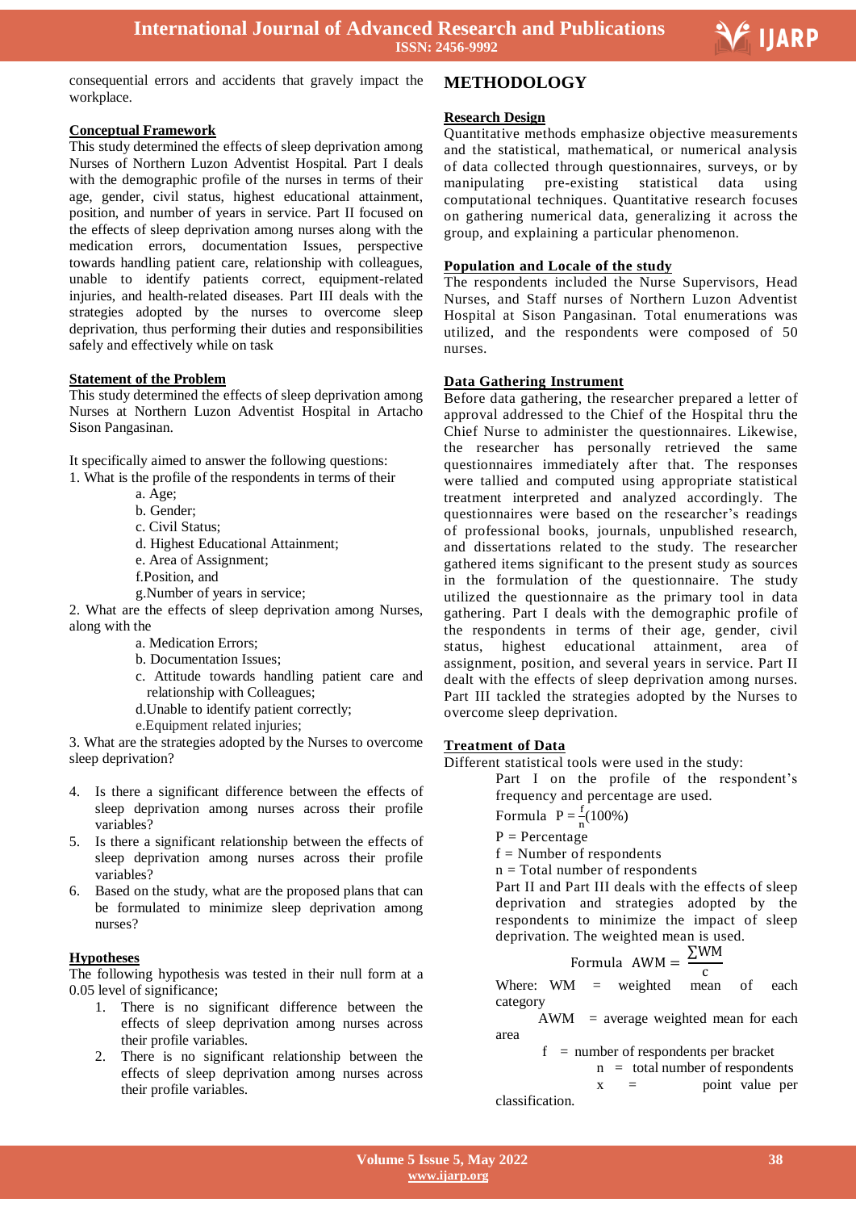consequential errors and accidents that gravely impact the workplace.

**Conceptual Framework**

This study determined the effects of sleep deprivation among Nurses of Northern Luzon Adventist Hospital. Part I deals with the demographic profile of the nurses in terms of their age, gender, civil status, highest educational attainment, position, and number of years in service. Part II focused on the effects of sleep deprivation among nurses along with the medication errors, documentation Issues, perspective towards handling patient care, relationship with colleagues, unable to identify patients correct, equipment-related injuries, and health-related diseases. Part III deals with the strategies adopted by the nurses to overcome sleep deprivation, thus performing their duties and responsibilities safely and effectively while on task

**Statement of the Problem**

This study determined the effects of sleep deprivation among Nurses at Northern Luzon Adventist Hospital in Artacho Sison Pangasinan.

It specifically aimed to answer the following questions:

1. What is the profile of the respondents in terms of their
   - a. Age;
   - b. Gender;
   - c. Civil Status;
   - d. Highest Educational Attainment;
   - e. Area of Assignment;
   - f.Position, and
   - g.Number of years in service;
2. What are the effects of sleep deprivation among Nurses, along with the
   - a. Medication Errors;
   - b. Documentation Issues;
   - c. Attitude towards handling patient care and relationship with Colleagues;
   - d.Unable to identify patient correctly;
   - e.Equipment related injuries;
3. What are the strategies adopted by the Nurses to overcome sleep deprivation?
4. Is there a significant difference between the effects of sleep deprivation among nurses across their profile variables?
5. Is there a significant relationship between the effects of sleep deprivation among nurses across their profile variables?
6. Based on the study, what are the proposed plans that can be formulated to minimize sleep deprivation among nurses?

**Hypotheses**

The following hypothesis was tested in their null form at a 0.05 level of significance;

1. There is no significant difference between the effects of sleep deprivation among nurses across their profile variables.
2. There is no significant relationship between the effects of sleep deprivation among nurses across their profile variables.

## METHODOLOGY

**Research Design**

Quantitative methods emphasize objective measurements and the statistical, mathematical, or numerical analysis of data collected through questionnaires, surveys, or by manipulating pre-existing statistical data using computational techniques. Quantitative research focuses on gathering numerical data, generalizing it across the group, and explaining a particular phenomenon.

**Population and Locale of the study**

The respondents included the Nurse Supervisors, Head Nurses, and Staff nurses of Northern Luzon Adventist Hospital at Sison Pangasinan. Total enumerations was utilized, and the respondents were composed of 50 nurses.

**Data Gathering Instrument**

Before data gathering, the researcher prepared a letter of approval addressed to the Chief of the Hospital thru the Chief Nurse to administer the questionnaires. Likewise, the researcher has personally retrieved the same questionnaires immediately after that. The responses were tallied and computed using appropriate statistical treatment interpreted and analyzed accordingly. The questionnaires were based on the researcher's readings of professional books, journals, unpublished research, and dissertations related to the study. The researcher gathered items significant to the present study as sources in the formulation of the questionnaire. The study utilized the questionnaire as the primary tool in data gathering. Part I deals with the demographic profile of the respondents in terms of their age, gender, civil status, highest educational attainment, area of assignment, position, and several years in service. Part II dealt with the effects of sleep deprivation among nurses. Part III tackled the strategies adopted by the Nurses to overcome sleep deprivation.

**Treatment of Data**

Different statistical tools were used in the study:

Part I on the profile of the respondent's frequency and percentage are used.

Formula $P = \frac{f}{n}(100\%)$

P = Percentage

f = Number of respondents

n = Total number of respondents

Part II and Part III deals with the effects of sleep deprivation and strategies adopted by the respondents to minimize the impact of sleep deprivation. The weighted mean is used.

$$\text{Formula} \;\; AWM = \frac{\sum WM}{c}$$

Where: WM = weighted mean of each category

AWM = average weighted mean for each area

f = number of respondents per bracket

n = total number of respondents

x = point value per classification.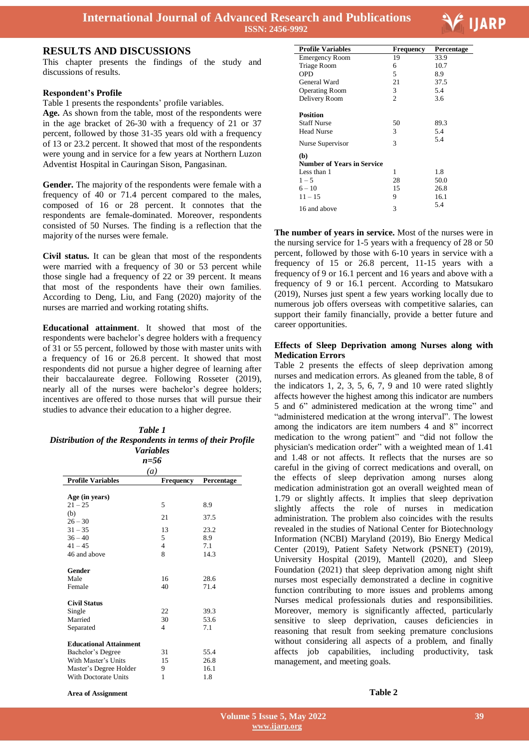## RESULTS AND DISCUSSIONS

This chapter presents the findings of the study and discussions of results.

### Respondent's Profile

Table 1 presents the respondents' profile variables.

**Age.** As shown from the table, most of the respondents were in the age bracket of 26-30 with a frequency of 21 or 37 percent, followed by those 31-35 years old with a frequency of 13 or 23.2 percent. It showed that most of the respondents were young and in service for a few years at Northern Luzon Adventist Hospital in Cauringan Sison, Pangasinan.

**Gender.** The majority of the respondents were female with a frequency of 40 or 71.4 percent compared to the males, composed of 16 or 28 percent. It connotes that the respondents are female-dominated. Moreover, respondents consisted of 50 Nurses. The finding is a reflection that the majority of the nurses were female.

**Civil status.** It can be glean that most of the respondents were married with a frequency of 30 or 53 percent while those single had a frequency of 22 or 39 percent. It means that most of the respondents have their own families. According to Deng, Liu, and Fang (2020) majority of the nurses are married and working rotating shifts.

**Educational attainment**. It showed that most of the respondents were bachelor's degree holders with a frequency of 31 or 55 percent, followed by those with master units with a frequency of 16 or 26.8 percent. It showed that most respondents did not pursue a higher degree of learning after their baccalaureate degree. Following Rosseter (2019), nearly all of the nurses were bachelor's degree holders; incentives are offered to those nurses that will pursue their studies to advance their education to a higher degree.

***Table 1***
***Distribution of the Respondents in terms of their Profile Variables***
***n=56***
*(a)*

| Profile Variables | Frequency | Percentage |
|---|---|---|
| **Age (in years)** | | |
| 21 – 25 | 5 | 8.9 |
| (b) 26 – 30 | 21 | 37.5 |
| 31 – 35 | 13 | 23.2 |
| 36 – 40 | 5 | 8.9 |
| 41 – 45 | 4 | 7.1 |
| 46 and above | 8 | 14.3 |
| **Gender** | | |
| Male | 16 | 28.6 |
| Female | 40 | 71.4 |
| **Civil Status** | | |
| Single | 22 | 39.3 |
| Married | 30 | 53.6 |
| Separated | 4 | 7.1 |
| **Educational Attainment** | | |
| Bachelor's Degree | 31 | 55.4 |
| With Master's Units | 15 | 26.8 |
| Master's Degree Holder | 9 | 16.1 |
| With Doctorate Units | 1 | 1.8 |
| **Area of Assignment** | | |
| Emergency Room | 19 | 33.9 |
| Triage Room | 6 | 10.7 |
| OPD | 5 | 8.9 |
| General Ward | 21 | 37.5 |
| Operating Room | 3 | 5.4 |
| Delivery Room | 2 | 3.6 |
| **Position** | | |
| Staff Nurse | 50 | 89.3 |
| Head Nurse | 3 | 5.4 |
| Nurse Supervisor | 3 | 5.4 |
| **(b) Number of Years in Service** | | |
| Less than 1 | 1 | 1.8 |
| 1 – 5 | 28 | 50.0 |
| 6 – 10 | 15 | 26.8 |
| 11 – 15 | 9 | 16.1 |
| 16 and above | 3 | 5.4 |

**The number of years in service.** Most of the nurses were in the nursing service for 1-5 years with a frequency of 28 or 50 percent, followed by those with 6-10 years in service with a frequency of 15 or 26.8 percent, 11-15 years with a frequency of 9 or 16.1 percent and 16 years and above with a frequency of 9 or 16.1 percent. According to Matsukaro (2019), Nurses just spent a few years working locally due to numerous job offers overseas with competitive salaries, can support their family financially, provide a better future and career opportunities.

### Effects of Sleep Deprivation among Nurses along with Medication Errors

Table 2 presents the effects of sleep deprivation among nurses and medication errors. As gleaned from the table, 8 of the indicators 1, 2, 3, 5, 6, 7, 9 and 10 were rated slightly affects however the highest among this indicator are numbers 5 and 6" administered medication at the wrong time" and "administered medication at the wrong interval". The lowest among the indicators are item numbers 4 and 8" incorrect medication to the wrong patient" and "did not follow the physician's medication order" with a weighted mean of 1.41 and 1.48 or not affects. It reflects that the nurses are so careful in the giving of correct medications and overall, on the effects of sleep deprivation among nurses along medication administration got an overall weighted mean of 1.79 or slightly affects. It implies that sleep deprivation slightly affects the role of nurses in medication administration. The problem also coincides with the results revealed in the studies of National Center for Biotechnology Information (NCBI) Maryland (2019), Bio Energy Medical Center (2019), Patient Safety Network (PSNET) (2019), University Hospital (2019), Mantell (2020), and Sleep Foundation (2021) that sleep deprivation among night shift nurses most especially demonstrated a decline in cognitive function contributing to more issues and problems among Nurses medical professionals duties and responsibilities. Moreover, memory is significantly affected, particularly sensitive to sleep deprivation, causes deficiencies in reasoning that result from seeking premature conclusions without considering all aspects of a problem, and finally affects job capabilities, including productivity, task management, and meeting goals.

**Table 2**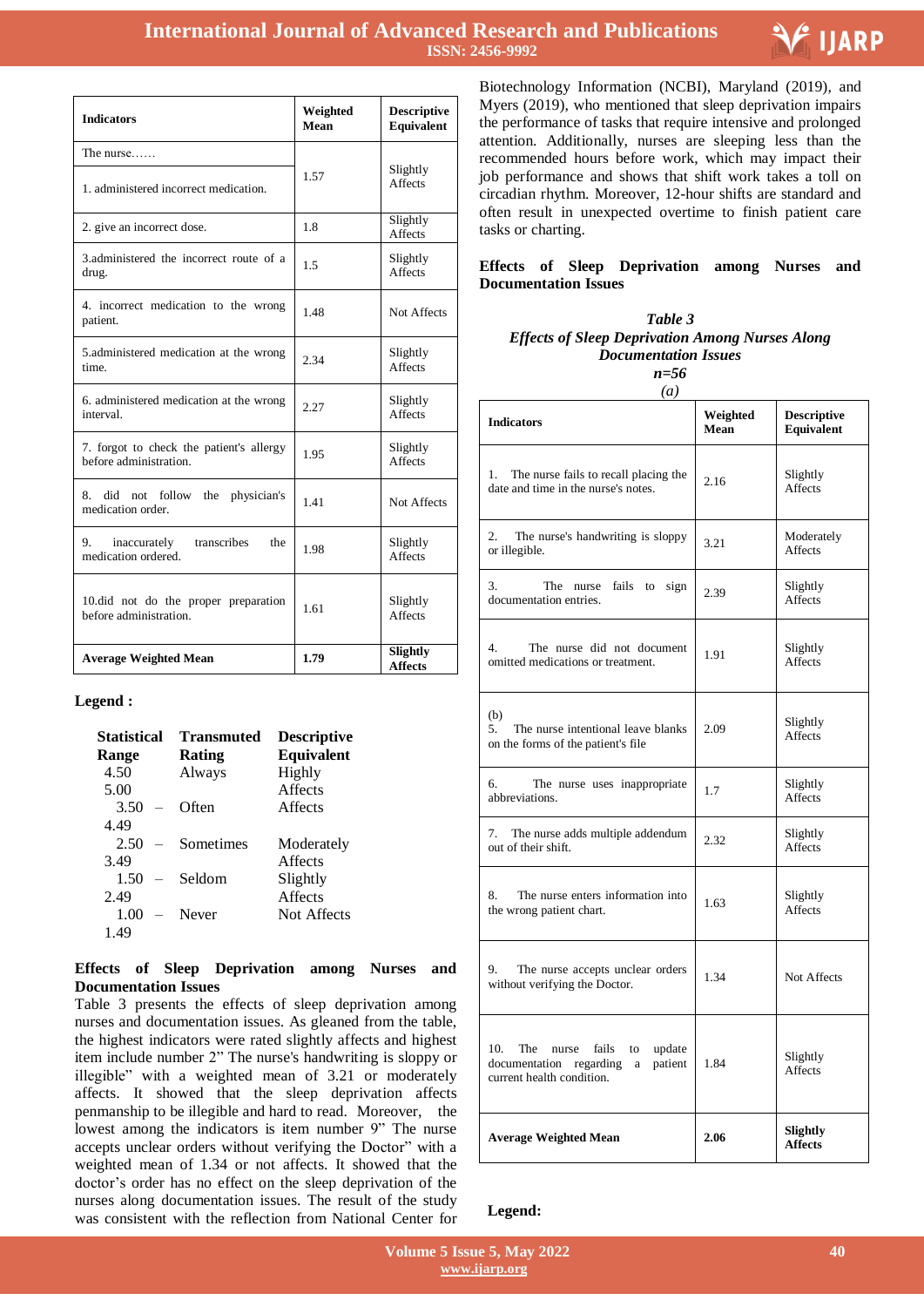| Indicators | Weighted Mean | Descriptive Equivalent |
|---|---|---|
| The nurse……<br>1. administered incorrect medication. | 1.57 | Slightly Affects |
| 2. give an incorrect dose. | 1.8 | Slightly Affects |
| 3.administered the incorrect route of a drug. | 1.5 | Slightly Affects |
| 4. incorrect medication to the wrong patient. | 1.48 | Not Affects |
| 5.administered medication at the wrong time. | 2.34 | Slightly Affects |
| 6. administered medication at the wrong interval. | 2.27 | Slightly Affects |
| 7. forgot to check the patient's allergy before administration. | 1.95 | Slightly Affects |
| 8. did not follow the physician's medication order. | 1.41 | Not Affects |
| 9. inaccurately transcribes the medication ordered. | 1.98 | Slightly Affects |
| 10.did not do the proper preparation before administration. | 1.61 | Slightly Affects |
| **Average Weighted Mean** | **1.79** | **Slightly Affects** |

**Legend :**

| Statistical Range | Transmuted Rating | Descriptive Equivalent |
|---|---|---|
| 4.50 5.00 | Always | Highly Affects |
| 3.50 – 4.49 | Often | Affects |
| 2.50 – 3.49 | Sometimes | Moderately Affects |
| 1.50 – 2.49 | Seldom | Slightly Affects |
| 1.00 – 1.49 | Never | Not Affects |

**Effects of Sleep Deprivation among Nurses and Documentation Issues**

Table 3 presents the effects of sleep deprivation among nurses and documentation issues. As gleaned from the table, the highest indicators were rated slightly affects and highest item include number 2" The nurse's handwriting is sloppy or illegible" with a weighted mean of 3.21 or moderately affects. It showed that the sleep deprivation affects penmanship to be illegible and hard to read. Moreover, the lowest among the indicators is item number 9" The nurse accepts unclear orders without verifying the Doctor" with a weighted mean of 1.34 or not affects. It showed that the doctor's order has no effect on the sleep deprivation of the nurses along documentation issues. The result of the study was consistent with the reflection from National Center for Biotechnology Information (NCBI), Maryland (2019), and Myers (2019), who mentioned that sleep deprivation impairs the performance of tasks that require intensive and prolonged attention. Additionally, nurses are sleeping less than the recommended hours before work, which may impact their job performance and shows that shift work takes a toll on circadian rhythm. Moreover, 12-hour shifts are standard and often result in unexpected overtime to finish patient care tasks or charting.

**Effects of Sleep Deprivation among Nurses and Documentation Issues**

***Table 3***

***Effects of Sleep Deprivation Among Nurses Along Documentation Issues***

***n=56***

*(a)*

| Indicators | Weighted Mean | Descriptive Equivalent |
|---|---|---|
| 1. The nurse fails to recall placing the date and time in the nurse's notes. | 2.16 | Slightly Affects |
| 2. The nurse's handwriting is sloppy or illegible. | 3.21 | Moderately Affects |
| 3. The nurse fails to sign documentation entries. | 2.39 | Slightly Affects |
| 4. The nurse did not document omitted medications or treatment. | 1.91 | Slightly Affects |
| (b)<br>5. The nurse intentional leave blanks on the forms of the patient's file | 2.09 | Slightly Affects |
| 6. The nurse uses inappropriate abbreviations. | 1.7 | Slightly Affects |
| 7. The nurse adds multiple addendum out of their shift. | 2.32 | Slightly Affects |
| 8. The nurse enters information into the wrong patient chart. | 1.63 | Slightly Affects |
| 9. The nurse accepts unclear orders without verifying the Doctor. | 1.34 | Not Affects |
| 10. The nurse fails to update documentation regarding a patient current health condition. | 1.84 | Slightly Affects |
| **Average Weighted Mean** | **2.06** | **Slightly Affects** |

**Legend:**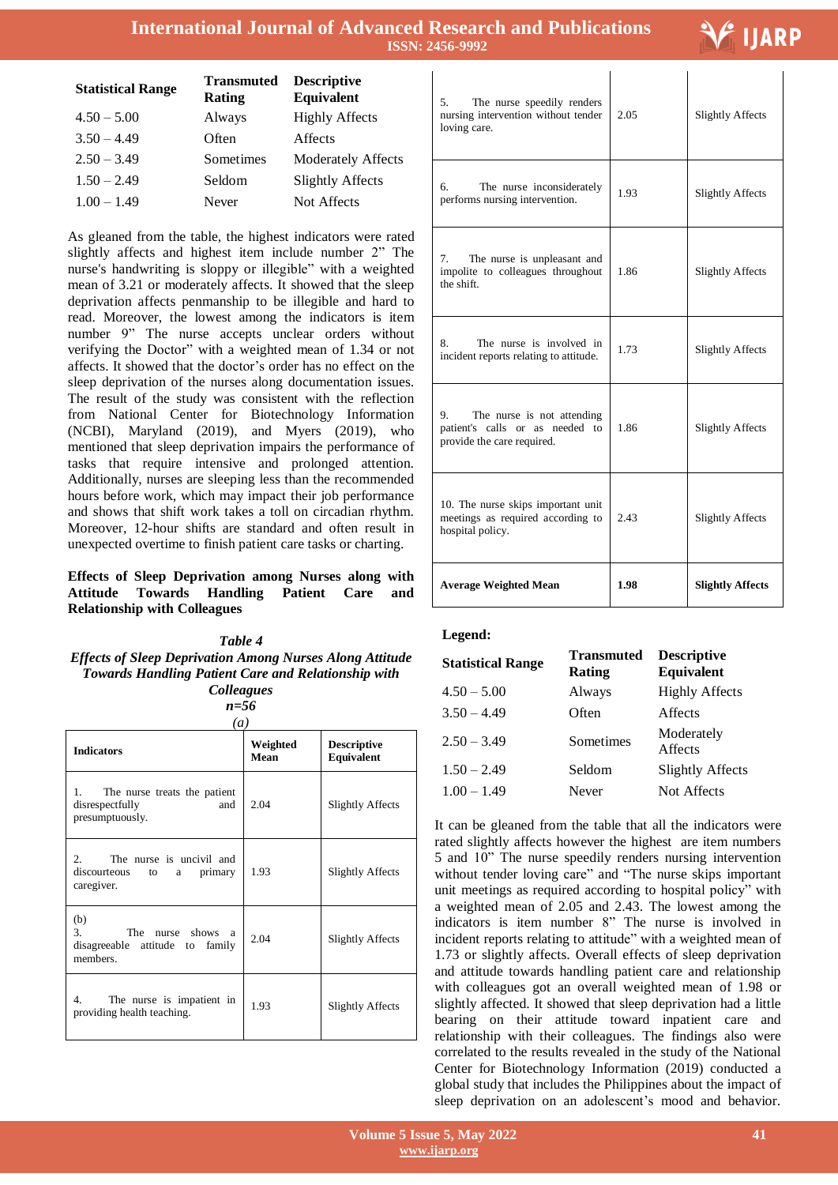| Statistical Range | Transmuted Rating | Descriptive Equivalent |
|---|---|---|
| 4.50 – 5.00 | Always | Highly Affects |
| 3.50 – 4.49 | Often | Affects |
| 2.50 – 3.49 | Sometimes | Moderately Affects |
| 1.50 – 2.49 | Seldom | Slightly Affects |
| 1.00 – 1.49 | Never | Not Affects |

As gleaned from the table, the highest indicators were rated slightly affects and highest item include number 2" The nurse's handwriting is sloppy or illegible" with a weighted mean of 3.21 or moderately affects. It showed that the sleep deprivation affects penmanship to be illegible and hard to read. Moreover, the lowest among the indicators is item number 9" The nurse accepts unclear orders without verifying the Doctor" with a weighted mean of 1.34 or not affects. It showed that the doctor's order has no effect on the sleep deprivation of the nurses along documentation issues. The result of the study was consistent with the reflection from National Center for Biotechnology Information (NCBI), Maryland (2019), and Myers (2019), who mentioned that sleep deprivation impairs the performance of tasks that require intensive and prolonged attention. Additionally, nurses are sleeping less than the recommended hours before work, which may impact their job performance and shows that shift work takes a toll on circadian rhythm. Moreover, 12-hour shifts are standard and often result in unexpected overtime to finish patient care tasks or charting.

### Effects of Sleep Deprivation among Nurses along with Attitude Towards Handling Patient Care and Relationship with Colleagues

*Table 4*
***Effects of Sleep Deprivation Among Nurses Along Attitude Towards Handling Patient Care and Relationship with Colleagues***
***n=56***
*(a)*

| Indicators | Weighted Mean | Descriptive Equivalent |
|---|---|---|
| 1. The nurse treats the patient disrespectfully and presumptuously. | 2.04 | Slightly Affects |
| 2. The nurse is uncivil and discourteous to a primary caregiver. | 1.93 | Slightly Affects |
| (b) 3. The nurse shows a disagreeable attitude to family members. | 2.04 | Slightly Affects |
| 4. The nurse is impatient in providing health teaching. | 1.93 | Slightly Affects |
| 5. The nurse speedily renders nursing intervention without tender loving care. | 2.05 | Slightly Affects |
| 6. The nurse inconsiderately performs nursing intervention. | 1.93 | Slightly Affects |
| 7. The nurse is unpleasant and impolite to colleagues throughout the shift. | 1.86 | Slightly Affects |
| 8. The nurse is involved in incident reports relating to attitude. | 1.73 | Slightly Affects |
| 9. The nurse is not attending patient's calls or as needed to provide the care required. | 1.86 | Slightly Affects |
| 10. The nurse skips important unit meetings as required according to hospital policy. | 2.43 | Slightly Affects |
| **Average Weighted Mean** | **1.98** | **Slightly Affects** |

**Legend:**

| Statistical Range | Transmuted Rating | Descriptive Equivalent |
|---|---|---|
| 4.50 – 5.00 | Always | Highly Affects |
| 3.50 – 4.49 | Often | Affects |
| 2.50 – 3.49 | Sometimes | Moderately Affects |
| 1.50 – 2.49 | Seldom | Slightly Affects |
| 1.00 – 1.49 | Never | Not Affects |

It can be gleaned from the table that all the indicators were rated slightly affects however the highest are item numbers 5 and 10" The nurse speedily renders nursing intervention without tender loving care" and "The nurse skips important unit meetings as required according to hospital policy" with a weighted mean of 2.05 and 2.43. The lowest among the indicators is item number 8" The nurse is involved in incident reports relating to attitude" with a weighted mean of 1.73 or slightly affects. Overall effects of sleep deprivation and attitude towards handling patient care and relationship with colleagues got an overall weighted mean of 1.98 or slightly affected. It showed that sleep deprivation had a little bearing on their attitude toward inpatient care and relationship with their colleagues. The findings also were correlated to the results revealed in the study of the National Center for Biotechnology Information (2019) conducted a global study that includes the Philippines about the impact of sleep deprivation on an adolescent's mood and behavior.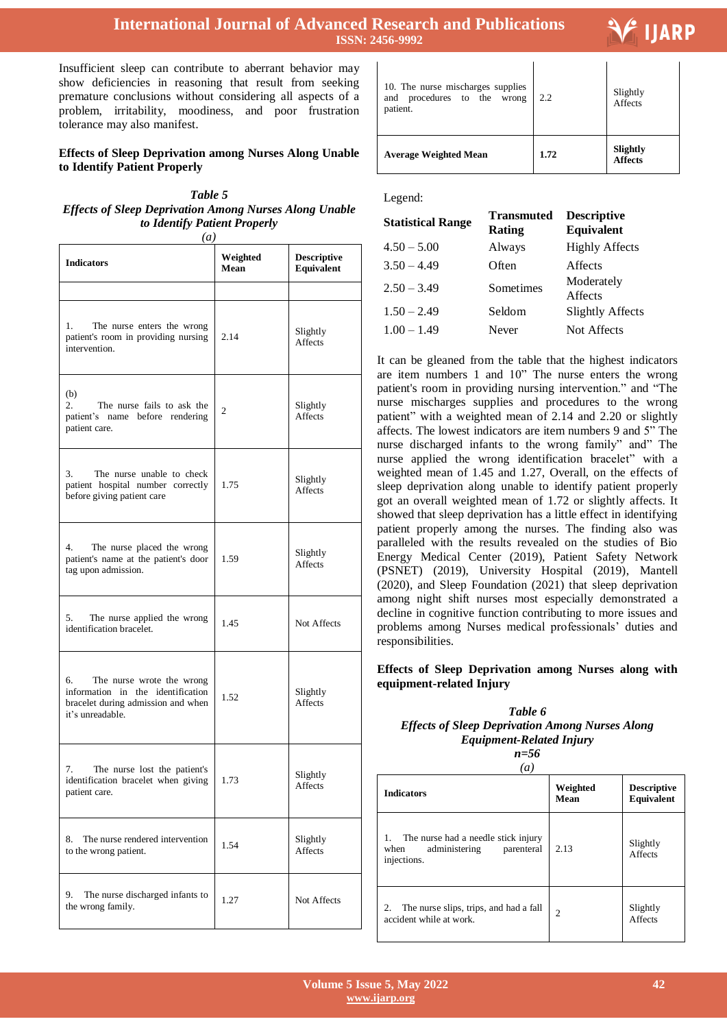Insufficient sleep can contribute to aberrant behavior may show deficiencies in reasoning that result from seeking premature conclusions without considering all aspects of a problem, irritability, moodiness, and poor frustration tolerance may also manifest.

**Effects of Sleep Deprivation among Nurses Along Unable to Identify Patient Properly**

*Table 5*
***Effects of Sleep Deprivation Among Nurses Along Unable to Identify Patient Properly***
*(a)*

| Indicators | Weighted Mean | Descriptive Equivalent |
|---|---|---|
| | | |
| 1. The nurse enters the wrong patient's room in providing nursing intervention. | 2.14 | Slightly Affects |
| (b) 2. The nurse fails to ask the patient's name before rendering patient care. | 2 | Slightly Affects |
| 3. The nurse unable to check patient hospital number correctly before giving patient care | 1.75 | Slightly Affects |
| 4. The nurse placed the wrong patient's name at the patient's door tag upon admission. | 1.59 | Slightly Affects |
| 5. The nurse applied the wrong identification bracelet. | 1.45 | Not Affects |
| 6. The nurse wrote the wrong information in the identification bracelet during admission and when it's unreadable. | 1.52 | Slightly Affects |
| 7. The nurse lost the patient's identification bracelet when giving patient care. | 1.73 | Slightly Affects |
| 8. The nurse rendered intervention to the wrong patient. | 1.54 | Slightly Affects |
| 9. The nurse discharged infants to the wrong family. | 1.27 | Not Affects |
| 10. The nurse mischarges supplies and procedures to the wrong patient. | 2.2 | Slightly Affects |
| **Average Weighted Mean** | **1.72** | **Slightly Affects** |

Legend:

| Statistical Range | Transmuted Rating | Descriptive Equivalent |
|---|---|---|
| 4.50 – 5.00 | Always | Highly Affects |
| 3.50 – 4.49 | Often | Affects |
| 2.50 – 3.49 | Sometimes | Moderately Affects |
| 1.50 – 2.49 | Seldom | Slightly Affects |
| 1.00 – 1.49 | Never | Not Affects |

It can be gleaned from the table that the highest indicators are item numbers 1 and 10" The nurse enters the wrong patient's room in providing nursing intervention." and "The nurse mischarges supplies and procedures to the wrong patient" with a weighted mean of 2.14 and 2.20 or slightly affects. The lowest indicators are item numbers 9 and 5" The nurse discharged infants to the wrong family" and" The nurse applied the wrong identification bracelet" with a weighted mean of 1.45 and 1.27, Overall, on the effects of sleep deprivation along unable to identify patient properly got an overall weighted mean of 1.72 or slightly affects. It showed that sleep deprivation has a little effect in identifying patient properly among the nurses. The finding also was paralleled with the results revealed on the studies of Bio Energy Medical Center (2019), Patient Safety Network (PSNET) (2019), University Hospital (2019), Mantell (2020), and Sleep Foundation (2021) that sleep deprivation among night shift nurses most especially demonstrated a decline in cognitive function contributing to more issues and problems among Nurses medical professionals' duties and responsibilities.

**Effects of Sleep Deprivation among Nurses along with equipment-related Injury**

*Table 6*
***Effects of Sleep Deprivation Among Nurses Along Equipment-Related Injury***
***n=56***
*(a)*

| Indicators | Weighted Mean | Descriptive Equivalent |
|---|---|---|
| 1. The nurse had a needle stick injury when administering parenteral injections. | 2.13 | Slightly Affects |
| 2. The nurse slips, trips, and had a fall accident while at work. | 2 | Slightly Affects |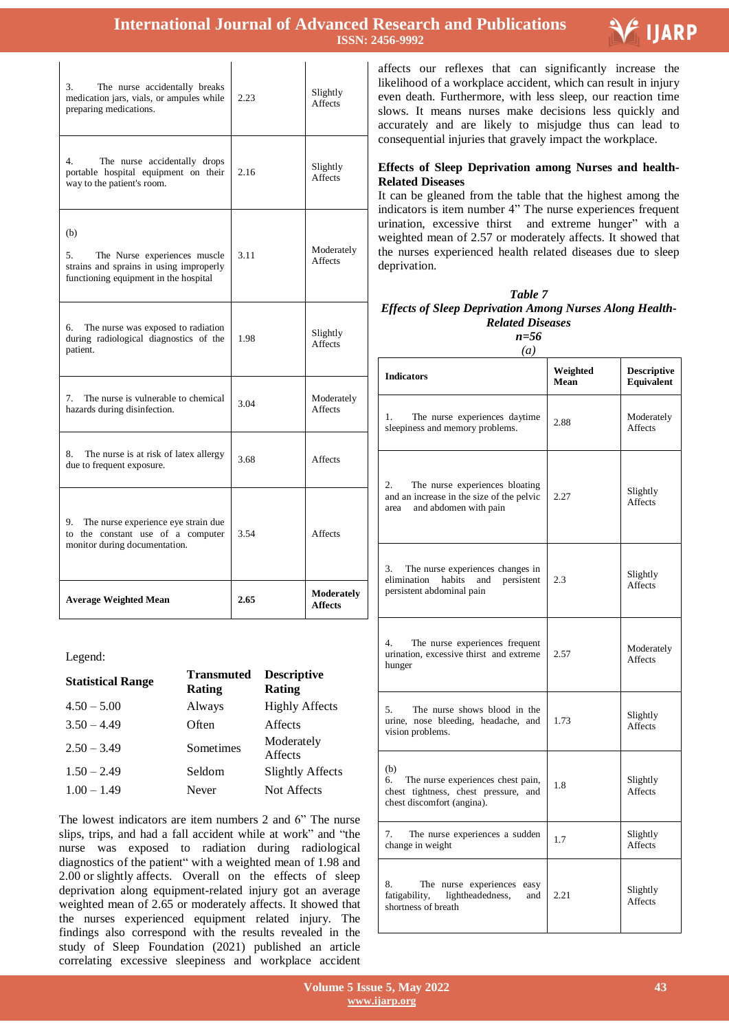| | | |
|---|---|---|
| 3. The nurse accidentally breaks medication jars, vials, or ampules while preparing medications. | 2.23 | Slightly Affects |
| 4. The nurse accidentally drops portable hospital equipment on their way to the patient's room. | 2.16 | Slightly Affects |
| (b) 5. The Nurse experiences muscle strains and sprains in using improperly functioning equipment in the hospital | 3.11 | Moderately Affects |
| 6. The nurse was exposed to radiation during radiological diagnostics of the patient. | 1.98 | Slightly Affects |
| 7. The nurse is vulnerable to chemical hazards during disinfection. | 3.04 | Moderately Affects |
| 8. The nurse is at risk of latex allergy due to frequent exposure. | 3.68 | Affects |
| 9. The nurse experience eye strain due to the constant use of a computer monitor during documentation. | 3.54 | Affects |
| **Average Weighted Mean** | **2.65** | **Moderately Affects** |

Legend:

| Statistical Range | Transmuted Rating | Descriptive Rating |
|---|---|---|
| 4.50 – 5.00 | Always | Highly Affects |
| 3.50 – 4.49 | Often | Affects |
| 2.50 – 3.49 | Sometimes | Moderately Affects |
| 1.50 – 2.49 | Seldom | Slightly Affects |
| 1.00 – 1.49 | Never | Not Affects |

The lowest indicators are item numbers 2 and 6" The nurse slips, trips, and had a fall accident while at work" and "the nurse was exposed to radiation during radiological diagnostics of the patient" with a weighted mean of 1.98 and 2.00 or slightly affects. Overall on the effects of sleep deprivation along equipment-related injury got an average weighted mean of 2.65 or moderately affects. It showed that the nurses experienced equipment related injury. The findings also correspond with the results revealed in the study of Sleep Foundation (2021) published an article correlating excessive sleepiness and workplace accident affects our reflexes that can significantly increase the likelihood of a workplace accident, which can result in injury even death. Furthermore, with less sleep, our reaction time slows. It means nurses make decisions less quickly and accurately and are likely to misjudge thus can lead to consequential injuries that gravely impact the workplace.

### Effects of Sleep Deprivation among Nurses and health-Related Diseases

It can be gleaned from the table that the highest among the indicators is item number 4" The nurse experiences frequent urination, excessive thirst and extreme hunger" with a weighted mean of 2.57 or moderately affects. It showed that the nurses experienced health related diseases due to sleep deprivation.

***Table 7***
***Effects of Sleep Deprivation Among Nurses Along Health-Related Diseases***
***n=56***
*(a)*

| Indicators | Weighted Mean | Descriptive Equivalent |
|---|---|---|
| 1. The nurse experiences daytime sleepiness and memory problems. | 2.88 | Moderately Affects |
| 2. The nurse experiences bloating and an increase in the size of the pelvic area and abdomen with pain | 2.27 | Slightly Affects |
| 3. The nurse experiences changes in elimination habits and persistent persistent abdominal pain | 2.3 | Slightly Affects |
| 4. The nurse experiences frequent urination, excessive thirst and extreme hunger | 2.57 | Moderately Affects |
| 5. The nurse shows blood in the urine, nose bleeding, headache, and vision problems. | 1.73 | Slightly Affects |
| (b) 6. The nurse experiences chest pain, chest tightness, chest pressure, and chest discomfort (angina). | 1.8 | Slightly Affects |
| 7. The nurse experiences a sudden change in weight | 1.7 | Slightly Affects |
| 8. The nurse experiences easy fatigability, lightheadedness, and shortness of breath | 2.21 | Slightly Affects |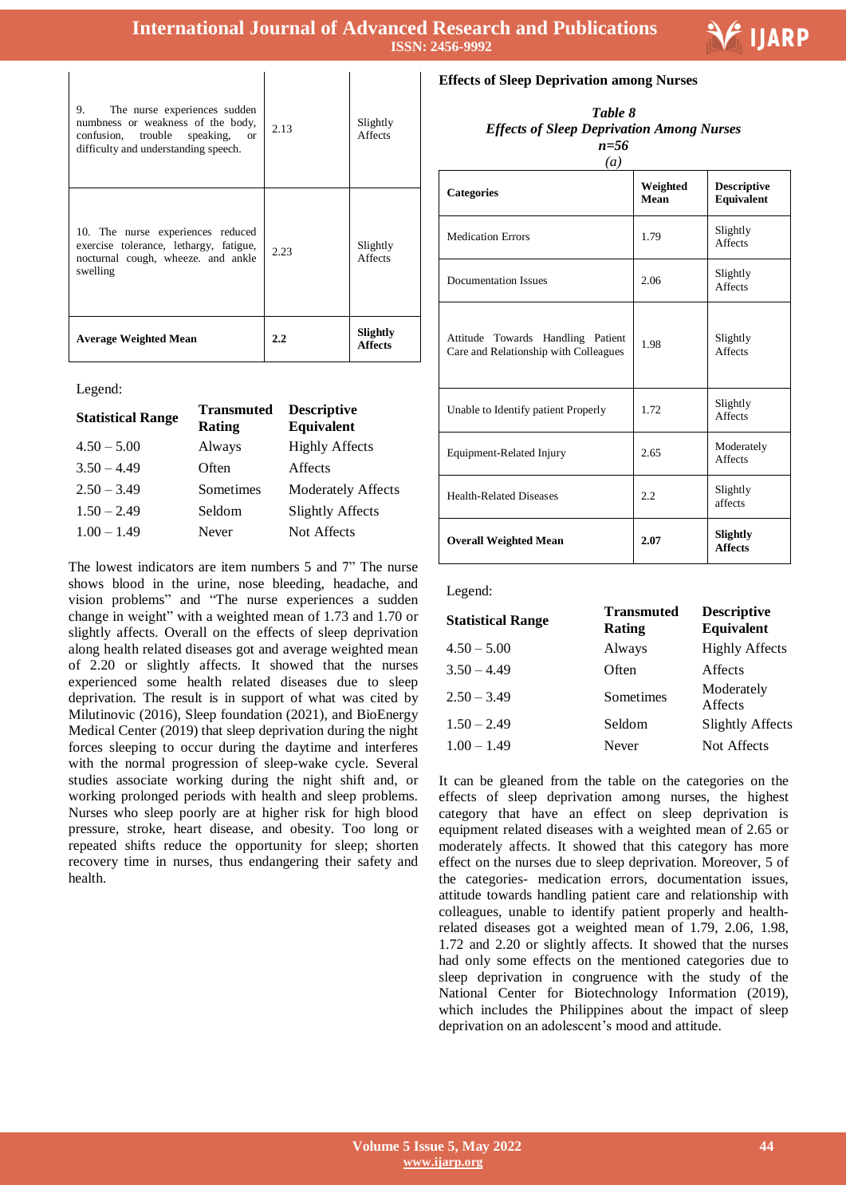| | | |
|---|---|---|
| 9. The nurse experiences sudden numbness or weakness of the body, confusion, trouble speaking, or difficulty and understanding speech. | 2.13 | Slightly Affects |
| 10. The nurse experiences reduced exercise tolerance, lethargy, fatigue, nocturnal cough, wheeze. and ankle swelling | 2.23 | Slightly Affects |
| **Average Weighted Mean** | **2.2** | **Slightly Affects** |

Legend:

| Statistical Range | Transmuted Rating | Descriptive Equivalent |
|---|---|---|
| 4.50 – 5.00 | Always | Highly Affects |
| 3.50 – 4.49 | Often | Affects |
| 2.50 – 3.49 | Sometimes | Moderately Affects |
| 1.50 – 2.49 | Seldom | Slightly Affects |
| 1.00 – 1.49 | Never | Not Affects |

The lowest indicators are item numbers 5 and 7" The nurse shows blood in the urine, nose bleeding, headache, and vision problems" and "The nurse experiences a sudden change in weight" with a weighted mean of 1.73 and 1.70 or slightly affects. Overall on the effects of sleep deprivation along health related diseases got and average weighted mean of 2.20 or slightly affects. It showed that the nurses experienced some health related diseases due to sleep deprivation. The result is in support of what was cited by Milutinovic (2016), Sleep foundation (2021), and BioEnergy Medical Center (2019) that sleep deprivation during the night forces sleeping to occur during the daytime and interferes with the normal progression of sleep-wake cycle. Several studies associate working during the night shift and, or working prolonged periods with health and sleep problems. Nurses who sleep poorly are at higher risk for high blood pressure, stroke, heart disease, and obesity. Too long or repeated shifts reduce the opportunity for sleep; shorten recovery time in nurses, thus endangering their safety and health.

**Effects of Sleep Deprivation among Nurses**

***Table 8***
***Effects of Sleep Deprivation Among Nurses***
***n=56***
*(a)*

| **Categories** | **Weighted Mean** | **Descriptive Equivalent** |
|---|---|---|
| Medication Errors | 1.79 | Slightly Affects |
| Documentation Issues | 2.06 | Slightly Affects |
| Attitude Towards Handling Patient Care and Relationship with Colleagues | 1.98 | Slightly Affects |
| Unable to Identify patient Properly | 1.72 | Slightly Affects |
| Equipment-Related Injury | 2.65 | Moderately Affects |
| Health-Related Diseases | 2.2 | Slightly affects |
| **Overall Weighted Mean** | **2.07** | **Slightly Affects** |

Legend:

| Statistical Range | Transmuted Rating | Descriptive Equivalent |
|---|---|---|
| 4.50 – 5.00 | Always | Highly Affects |
| 3.50 – 4.49 | Often | Affects |
| 2.50 – 3.49 | Sometimes | Moderately Affects |
| 1.50 – 2.49 | Seldom | Slightly Affects |
| 1.00 – 1.49 | Never | Not Affects |

It can be gleaned from the table on the categories on the effects of sleep deprivation among nurses, the highest category that have an effect on sleep deprivation is equipment related diseases with a weighted mean of 2.65 or moderately affects. It showed that this category has more effect on the nurses due to sleep deprivation. Moreover, 5 of the categories- medication errors, documentation issues, attitude towards handling patient care and relationship with colleagues, unable to identify patient properly and health-related diseases got a weighted mean of 1.79, 2.06, 1.98, 1.72 and 2.20 or slightly affects. It showed that the nurses had only some effects on the mentioned categories due to sleep deprivation in congruence with the study of the National Center for Biotechnology Information (2019), which includes the Philippines about the impact of sleep deprivation on an adolescent's mood and attitude.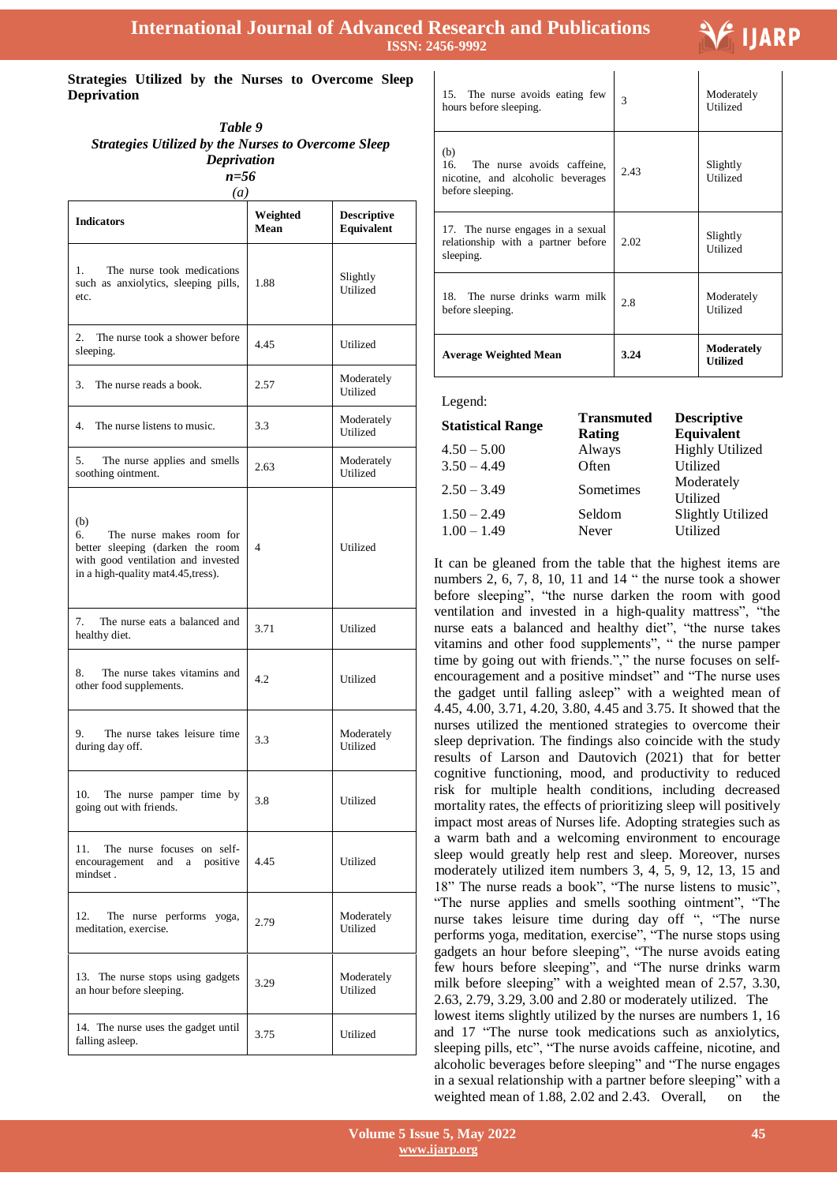**Strategies Utilized by the Nurses to Overcome Sleep Deprivation**

*Table 9*
***Strategies Utilized by the Nurses to Overcome Sleep Deprivation***
***n=56***
*(a)*

| Indicators | Weighted Mean | Descriptive Equivalent |
|---|---|---|
| 1. The nurse took medications such as anxiolytics, sleeping pills, etc. | 1.88 | Slightly Utilized |
| 2. The nurse took a shower before sleeping. | 4.45 | Utilized |
| 3. The nurse reads a book. | 2.57 | Moderately Utilized |
| 4. The nurse listens to music. | 3.3 | Moderately Utilized |
| 5. The nurse applies and smells soothing ointment. | 2.63 | Moderately Utilized |
| (b) 6. The nurse makes room for better sleeping (darken the room with good ventilation and invested in a high-quality mat4.45,tress). | 4 | Utilized |
| 7. The nurse eats a balanced and healthy diet. | 3.71 | Utilized |
| 8. The nurse takes vitamins and other food supplements. | 4.2 | Utilized |
| 9. The nurse takes leisure time during day off. | 3.3 | Moderately Utilized |
| 10. The nurse pamper time by going out with friends. | 3.8 | Utilized |
| 11. The nurse focuses on self-encouragement and a positive mindset . | 4.45 | Utilized |
| 12. The nurse performs yoga, meditation, exercise. | 2.79 | Moderately Utilized |
| 13. The nurse stops using gadgets an hour before sleeping. | 3.29 | Moderately Utilized |
| 14. The nurse uses the gadget until falling asleep. | 3.75 | Utilized |
| 15. The nurse avoids eating few hours before sleeping. | 3 | Moderately Utilized |
| (b) 16. The nurse avoids caffeine, nicotine, and alcoholic beverages before sleeping. | 2.43 | Slightly Utilized |
| 17. The nurse engages in a sexual relationship with a partner before sleeping. | 2.02 | Slightly Utilized |
| 18. The nurse drinks warm milk before sleeping. | 2.8 | Moderately Utilized |
| **Average Weighted Mean** | **3.24** | **Moderately Utilized** |

Legend:

| Statistical Range | Transmuted Rating | Descriptive Equivalent |
|---|---|---|
| 4.50 – 5.00 | Always | Highly Utilized |
| 3.50 – 4.49 | Often | Utilized |
| 2.50 – 3.49 | Sometimes | Moderately Utilized |
| 1.50 – 2.49 | Seldom | Slightly Utilized |
| 1.00 – 1.49 | Never | Utilized |

It can be gleaned from the table that the highest items are numbers 2, 6, 7, 8, 10, 11 and 14 " the nurse took a shower before sleeping", "the nurse darken the room with good ventilation and invested in a high-quality mattress", "the nurse eats a balanced and healthy diet", "the nurse takes vitamins and other food supplements", " the nurse pamper time by going out with friends."," the nurse focuses on self-encouragement and a positive mindset" and "The nurse uses the gadget until falling asleep" with a weighted mean of 4.45, 4.00, 3.71, 4.20, 3.80, 4.45 and 3.75. It showed that the nurses utilized the mentioned strategies to overcome their sleep deprivation. The findings also coincide with the study results of Larson and Dautovich (2021) that for better cognitive functioning, mood, and productivity to reduced risk for multiple health conditions, including decreased mortality rates, the effects of prioritizing sleep will positively impact most areas of Nurses life. Adopting strategies such as a warm bath and a welcoming environment to encourage sleep would greatly help rest and sleep. Moreover, nurses moderately utilized item numbers 3, 4, 5, 9, 12, 13, 15 and 18" The nurse reads a book", "The nurse listens to music", "The nurse applies and smells soothing ointment", "The nurse takes leisure time during day off ", "The nurse performs yoga, meditation, exercise", "The nurse stops using gadgets an hour before sleeping", "The nurse avoids eating few hours before sleeping", and "The nurse drinks warm milk before sleeping" with a weighted mean of 2.57, 3.30, 2.63, 2.79, 3.29, 3.00 and 2.80 or moderately utilized. The lowest items slightly utilized by the nurses are numbers 1, 16 and 17 "The nurse took medications such as anxiolytics, sleeping pills, etc", "The nurse avoids caffeine, nicotine, and alcoholic beverages before sleeping" and "The nurse engages in a sexual relationship with a partner before sleeping" with a weighted mean of 1.88, 2.02 and 2.43. Overall, on the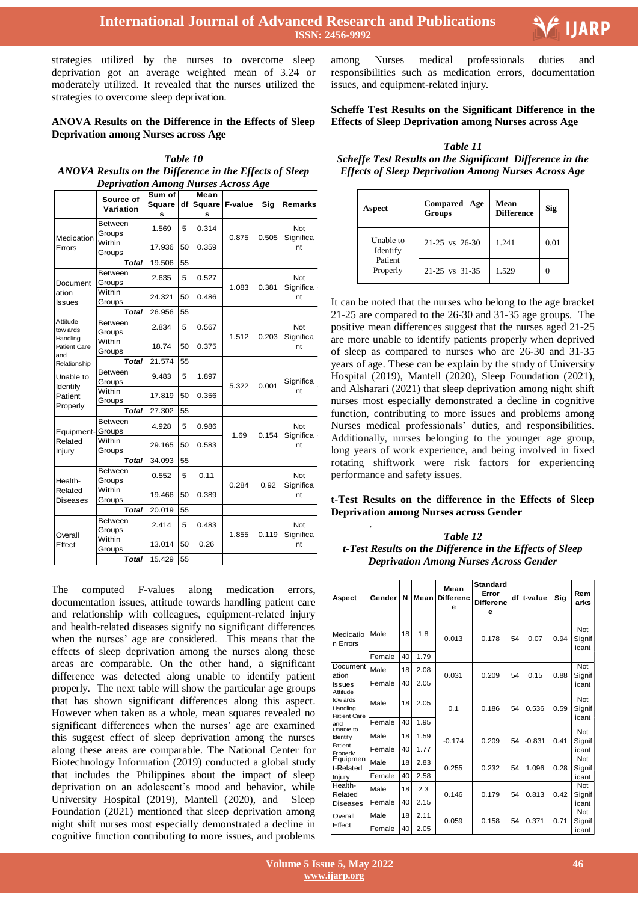strategies utilized by the nurses to overcome sleep deprivation got an average weighted mean of 3.24 or moderately utilized. It revealed that the nurses utilized the strategies to overcome sleep deprivation.

**ANOVA Results on the Difference in the Effects of Sleep Deprivation among Nurses across Age**

*Table 10*
*ANOVA Results on the Difference in the Effects of Sleep Deprivation Among Nurses Across Age*

| | Source of Variation | Sum of Squares | df | Mean Squares | F-value | Sig | Remarks |
|---|---|---|---|---|---|---|---|
| Medication Errors | Between Groups | 1.569 | 5 | 0.314 | 0.875 | 0.505 | Not Significant |
| | Within Groups | 17.936 | 50 | 0.359 | | | |
| | **Total** | 19.506 | 55 | | | | |
| Documentation Issues | Between Groups | 2.635 | 5 | 0.527 | 1.083 | 0.381 | Not Significant |
| | Within Groups | 24.321 | 50 | 0.486 | | | |
| | **Total** | 26.956 | 55 | | | | |
| Attitude towards Handling Patient Care and Relationship | Between Groups | 2.834 | 5 | 0.567 | 1.512 | 0.203 | Not Significant |
| | Within Groups | 18.74 | 50 | 0.375 | | | |
| | **Total** | 21.574 | 55 | | | | |
| Unable to Identify Patient Properly | Between Groups | 9.483 | 5 | 1.897 | 5.322 | 0.001 | Significant |
| | Within Groups | 17.819 | 50 | 0.356 | | | |
| | **Total** | 27.302 | 55 | | | | |
| Equipment-Related Injury | Between Groups | 4.928 | 5 | 0.986 | 1.69 | 0.154 | Not Significant |
| | Within Groups | 29.165 | 50 | 0.583 | | | |
| | **Total** | 34.093 | 55 | | | | |
| Health-Related Diseases | Between Groups | 0.552 | 5 | 0.11 | 0.284 | 0.92 | Not Significant |
| | Within Groups | 19.466 | 50 | 0.389 | | | |
| | **Total** | 20.019 | 55 | | | | |
| Overall Effect | Between Groups | 2.414 | 5 | 0.483 | 1.855 | 0.119 | Not Significant |
| | Within Groups | 13.014 | 50 | 0.26 | | | |
| | **Total** | 15.429 | 55 | | | | |

The computed F-values along medication errors, documentation issues, attitude towards handling patient care and relationship with colleagues, equipment-related injury and health-related diseases signify no significant differences when the nurses' age are considered. This means that the effects of sleep deprivation among the nurses along these areas are comparable. On the other hand, a significant difference was detected along unable to identify patient properly. The next table will show the particular age groups that has shown significant differences along this aspect. However when taken as a whole, mean squares revealed no significant differences when the nurses' age are examined this suggest effect of sleep deprivation among the nurses along these areas are comparable. The National Center for Biotechnology Information (2019) conducted a global study that includes the Philippines about the impact of sleep deprivation on an adolescent's mood and behavior, while University Hospital (2019), Mantell (2020), and Sleep Foundation (2021) mentioned that sleep deprivation among night shift nurses most especially demonstrated a decline in cognitive function contributing to more issues, and problems among Nurses medical professionals duties and responsibilities such as medication errors, documentation issues, and equipment-related injury.

**Scheffe Test Results on the Significant Difference in the Effects of Sleep Deprivation among Nurses across Age**

*Table 11*
*Scheffe Test Results on the Significant Difference in the Effects of Sleep Deprivation Among Nurses Across Age*

| Aspect | Compared Age Groups | Mean Difference | Sig |
|---|---|---|---|
| Unable to Identify Patient Properly | 21-25 vs 26-30 | 1.241 | 0.01 |
| | 21-25 vs 31-35 | 1.529 | 0 |

It can be noted that the nurses who belong to the age bracket 21-25 are compared to the 26-30 and 31-35 age groups. The positive mean differences suggest that the nurses aged 21-25 are more unable to identify patients properly when deprived of sleep as compared to nurses who are 26-30 and 31-35 years of age. These can be explain by the study of University Hospital (2019), Mantell (2020), Sleep Foundation (2021), and Alsharari (2021) that sleep deprivation among night shift nurses most especially demonstrated a decline in cognitive function, contributing to more issues and problems among Nurses medical professionals' duties, and responsibilities. Additionally, nurses belonging to the younger age group, long years of work experience, and being involved in fixed rotating shiftwork were risk factors for experiencing performance and safety issues.

**t-Test Results on the difference in the Effects of Sleep Deprivation among Nurses across Gender**

*Table 12*
*t-Test Results on the Difference in the Effects of Sleep Deprivation Among Nurses Across Gender*

| Aspect | Gender | N | Mean | Mean Difference | Standard Error Difference | df | t-value | Sig | Remarks |
|---|---|---|---|---|---|---|---|---|---|
| Medication Errors | Male | 18 | 1.8 | 0.013 | 0.178 | 54 | 0.07 | 0.94 | Not Significant |
| | Female | 40 | 1.79 | | | | | | |
| Documentation Issues | Male | 18 | 2.08 | 0.031 | 0.209 | 54 | 0.15 | 0.88 | Not Significant |
| | Female | 40 | 2.05 | | | | | | |
| Attitude towards Handling Patient Care and | Male | 18 | 2.05 | 0.1 | 0.186 | 54 | 0.536 | 0.59 | Not Significant |
| | Female | 40 | 1.95 | | | | | | |
| Unable to Identify Patient Properly | Male | 18 | 1.59 | -0.174 | 0.209 | 54 | -0.831 | 0.41 | Not Significant |
| | Female | 40 | 1.77 | | | | | | |
| Equipment-Related Injury | Male | 18 | 2.83 | 0.255 | 0.232 | 54 | 1.096 | 0.28 | Not Significant |
| | Female | 40 | 2.58 | | | | | | |
| Health-Related Diseases | Male | 18 | 2.3 | 0.146 | 0.179 | 54 | 0.813 | 0.42 | Not Significant |
| | Female | 40 | 2.15 | | | | | | |
| Overall Effect | Male | 18 | 2.11 | 0.059 | 0.158 | 54 | 0.371 | 0.71 | Not Significant |
| | Female | 40 | 2.05 | | | | | | |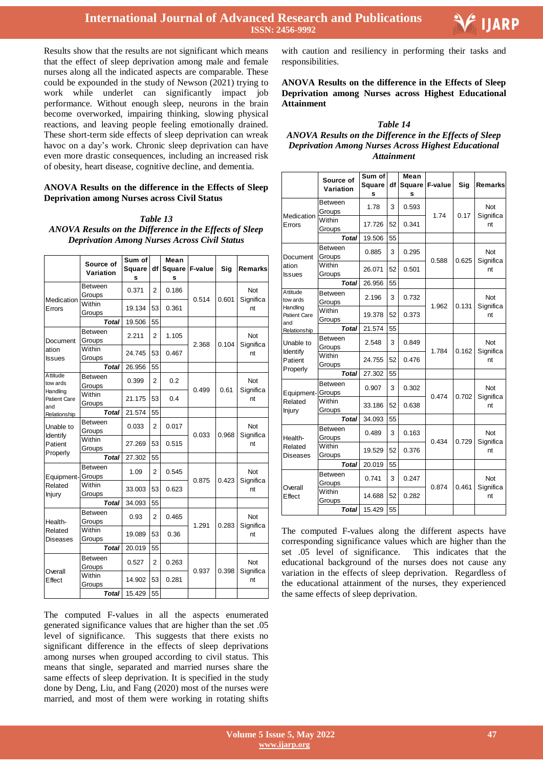Results show that the results are not significant which means that the effect of sleep deprivation among male and female nurses along all the indicated aspects are comparable. These could be expounded in the study of Newson (2021) trying to work while underlet can significantly impact job performance. Without enough sleep, neurons in the brain become overworked, impairing thinking, slowing physical reactions, and leaving people feeling emotionally drained. These short-term side effects of sleep deprivation can wreak havoc on a day's work. Chronic sleep deprivation can have even more drastic consequences, including an increased risk of obesity, heart disease, cognitive decline, and dementia.

**ANOVA Results on the difference in the Effects of Sleep Deprivation among Nurses across Civil Status**

***Table 13***
***ANOVA Results on the Difference in the Effects of Sleep Deprivation Among Nurses Across Civil Status***

| | Source of Variation | Sum of Squares | df | Mean Squares | F-value | Sig | Remarks |
|---|---|---|---|---|---|---|---|
| Medication Errors | Between Groups | 0.371 | 2 | 0.186 | 0.514 | 0.601 | Not Significant |
| | Within Groups | 19.134 | 53 | 0.361 | | | |
| | ***Total*** | 19.506 | 55 | | | | |
| Documentation Issues | Between Groups | 2.211 | 2 | 1.105 | 2.368 | 0.104 | Not Significant |
| | Within Groups | 24.745 | 53 | 0.467 | | | |
| | ***Total*** | 26.956 | 55 | | | | |
| Attitude towards Handling Patient Care and Relationship | Between Groups | 0.399 | 2 | 0.2 | 0.499 | 0.61 | Not Significant |
| | Within Groups | 21.175 | 53 | 0.4 | | | |
| | ***Total*** | 21.574 | 55 | | | | |
| Unable to Identify Patient Properly | Between Groups | 0.033 | 2 | 0.017 | 0.033 | 0.968 | Not Significant |
| | Within Groups | 27.269 | 53 | 0.515 | | | |
| | ***Total*** | 27.302 | 55 | | | | |
| Equipment-Related Injury | Between Groups | 1.09 | 2 | 0.545 | 0.875 | 0.423 | Not Significant |
| | Within Groups | 33.003 | 53 | 0.623 | | | |
| | ***Total*** | 34.093 | 55 | | | | |
| Health-Related Diseases | Between Groups | 0.93 | 2 | 0.465 | 1.291 | 0.283 | Not Significant |
| | Within Groups | 19.089 | 53 | 0.36 | | | |
| | ***Total*** | 20.019 | 55 | | | | |
| Overall Effect | Between Groups | 0.527 | 2 | 0.263 | 0.937 | 0.398 | Not Significant |
| | Within Groups | 14.902 | 53 | 0.281 | | | |
| | ***Total*** | 15.429 | 55 | | | | |

The computed F-values in all the aspects enumerated generated significance values that are higher than the set .05 level of significance. This suggests that there exists no significant difference in the effects of sleep deprivations among nurses when grouped according to civil status. This means that single, separated and married nurses share the same effects of sleep deprivation. It is specified in the study done by Deng, Liu, and Fang (2020) most of the nurses were married, and most of them were working in rotating shifts with caution and resiliency in performing their tasks and responsibilities.

**ANOVA Results on the difference in the Effects of Sleep Deprivation among Nurses across Highest Educational Attainment**

***Table 14***
***ANOVA Results on the Difference in the Effects of Sleep Deprivation Among Nurses Across Highest Educational Attainment***

| | Source of Variation | Sum of Squares | df | Mean Squares | F-value | Sig | Remarks |
|---|---|---|---|---|---|---|---|
| Medication Errors | Between Groups | 1.78 | 3 | 0.593 | 1.74 | 0.17 | Not Significant |
| | Within Groups | 17.726 | 52 | 0.341 | | | |
| | ***Total*** | 19.506 | 55 | | | | |
| Documentation Issues | Between Groups | 0.885 | 3 | 0.295 | 0.588 | 0.625 | Not Significant |
| | Within Groups | 26.071 | 52 | 0.501 | | | |
| | ***Total*** | 26.956 | 55 | | | | |
| Attitude towards Handling Patient Care and Relationship | Between Groups | 2.196 | 3 | 0.732 | 1.962 | 0.131 | Not Significant |
| | Within Groups | 19.378 | 52 | 0.373 | | | |
| | ***Total*** | 21.574 | 55 | | | | |
| Unable to Identify Patient Properly | Between Groups | 2.548 | 3 | 0.849 | 1.784 | 0.162 | Not Significant |
| | Within Groups | 24.755 | 52 | 0.476 | | | |
| | ***Total*** | 27.302 | 55 | | | | |
| Equipment-Related Injury | Between Groups | 0.907 | 3 | 0.302 | 0.474 | 0.702 | Not Significant |
| | Within Groups | 33.186 | 52 | 0.638 | | | |
| | ***Total*** | 34.093 | 55 | | | | |
| Health-Related Diseases | Between Groups | 0.489 | 3 | 0.163 | 0.434 | 0.729 | Not Significant |
| | Within Groups | 19.529 | 52 | 0.376 | | | |
| | ***Total*** | 20.019 | 55 | | | | |
| Overall Effect | Between Groups | 0.741 | 3 | 0.247 | 0.874 | 0.461 | Not Significant |
| | Within Groups | 14.688 | 52 | 0.282 | | | |
| | ***Total*** | 15.429 | 55 | | | | |

The computed F-values along the different aspects have corresponding significance values which are higher than the set .05 level of significance. This indicates that the educational background of the nurses does not cause any variation in the effects of sleep deprivation. Regardless of the educational attainment of the nurses, they experienced the same effects of sleep deprivation.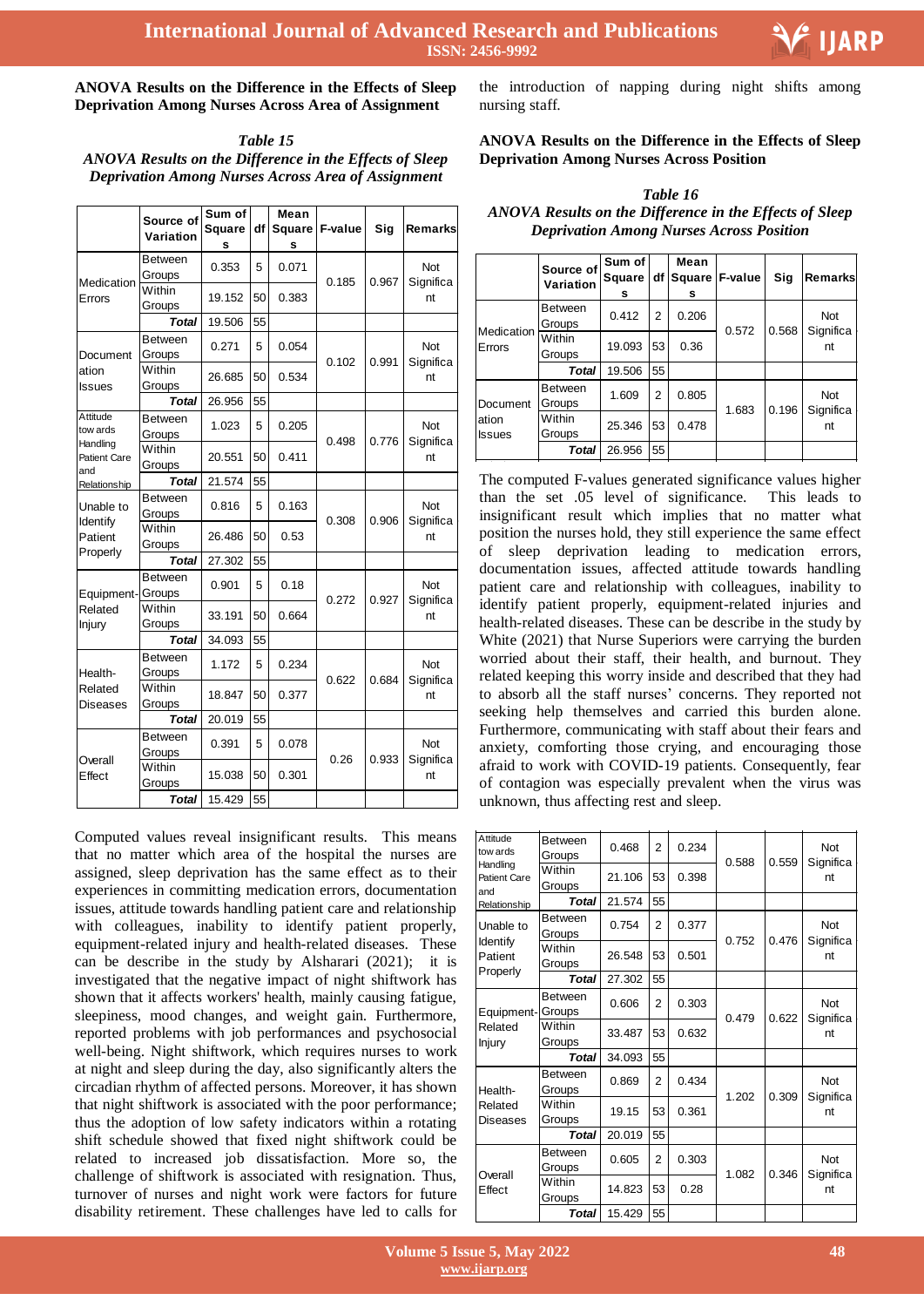**ANOVA Results on the Difference in the Effects of Sleep Deprivation Among Nurses Across Area of Assignment**

*Table 15*
*ANOVA Results on the Difference in the Effects of Sleep Deprivation Among Nurses Across Area of Assignment*

| | Source of Variation | Sum of Squares | df | Mean Squares | F-value | Sig | Remarks |
|---|---|---|---|---|---|---|---|
| Medication Errors | Between Groups | 0.353 | 5 | 0.071 | 0.185 | 0.967 | Not Significant |
| | Within Groups | 19.152 | 50 | 0.383 | | | |
| | **Total** | 19.506 | 55 | | | | |
| Documentation Issues | Between Groups | 0.271 | 5 | 0.054 | 0.102 | 0.991 | Not Significant |
| | Within Groups | 26.685 | 50 | 0.534 | | | |
| | **Total** | 26.956 | 55 | | | | |
| Attitude towards Handling Patient Care and Relationship | Between Groups | 1.023 | 5 | 0.205 | 0.498 | 0.776 | Not Significant |
| | Within Groups | 20.551 | 50 | 0.411 | | | |
| | **Total** | 21.574 | 55 | | | | |
| Unable to Identify Patient Properly | Between Groups | 0.816 | 5 | 0.163 | 0.308 | 0.906 | Not Significant |
| | Within Groups | 26.486 | 50 | 0.53 | | | |
| | **Total** | 27.302 | 55 | | | | |
| Equipment-Related Injury | Between Groups | 0.901 | 5 | 0.18 | 0.272 | 0.927 | Not Significant |
| | Within Groups | 33.191 | 50 | 0.664 | | | |
| | **Total** | 34.093 | 55 | | | | |
| Health-Related Diseases | Between Groups | 1.172 | 5 | 0.234 | 0.622 | 0.684 | Not Significant |
| | Within Groups | 18.847 | 50 | 0.377 | | | |
| | **Total** | 20.019 | 55 | | | | |
| Overall Effect | Between Groups | 0.391 | 5 | 0.078 | 0.26 | 0.933 | Not Significant |
| | Within Groups | 15.038 | 50 | 0.301 | | | |
| | **Total** | 15.429 | 55 | | | | |

Computed values reveal insignificant results. This means that no matter which area of the hospital the nurses are assigned, sleep deprivation has the same effect as to their experiences in committing medication errors, documentation issues, attitude towards handling patient care and relationship with colleagues, inability to identify patient properly, equipment-related injury and health-related diseases. These can be describe in the study by Alsharari (2021); it is investigated that the negative impact of night shiftwork has shown that it affects workers' health, mainly causing fatigue, sleepiness, mood changes, and weight gain. Furthermore, reported problems with job performances and psychosocial well-being. Night shiftwork, which requires nurses to work at night and sleep during the day, also significantly alters the circadian rhythm of affected persons. Moreover, it has shown that night shiftwork is associated with the poor performance; thus the adoption of low safety indicators within a rotating shift schedule showed that fixed night shiftwork could be related to increased job dissatisfaction. More so, the challenge of shiftwork is associated with resignation. Thus, turnover of nurses and night work were factors for future disability retirement. These challenges have led to calls for the introduction of napping during night shifts among nursing staff.

**ANOVA Results on the Difference in the Effects of Sleep Deprivation Among Nurses Across Position**

*Table 16*
*ANOVA Results on the Difference in the Effects of Sleep Deprivation Among Nurses Across Position*

| | Source of Variation | Sum of Squares | df | Mean Squares | F-value | Sig | Remarks |
|---|---|---|---|---|---|---|---|
| Medication Errors | Between Groups | 0.412 | 2 | 0.206 | 0.572 | 0.568 | Not Significant |
| | Within Groups | 19.093 | 53 | 0.36 | | | |
| | **Total** | 19.506 | 55 | | | | |
| Documentation Issues | Between Groups | 1.609 | 2 | 0.805 | 1.683 | 0.196 | Not Significant |
| | Within Groups | 25.346 | 53 | 0.478 | | | |
| | **Total** | 26.956 | 55 | | | | |
| Attitude towards Handling Patient Care and Relationship | Between Groups | 0.468 | 2 | 0.234 | 0.588 | 0.559 | Not Significant |
| | Within Groups | 21.106 | 53 | 0.398 | | | |
| | **Total** | 21.574 | 55 | | | | |
| Unable to Identify Patient Properly | Between Groups | 0.754 | 2 | 0.377 | 0.752 | 0.476 | Not Significant |
| | Within Groups | 26.548 | 53 | 0.501 | | | |
| | **Total** | 27.302 | 55 | | | | |
| Equipment-Related Injury | Between Groups | 0.606 | 2 | 0.303 | 0.479 | 0.622 | Not Significant |
| | Within Groups | 33.487 | 53 | 0.632 | | | |
| | **Total** | 34.093 | 55 | | | | |
| Health-Related Diseases | Between Groups | 0.869 | 2 | 0.434 | 1.202 | 0.309 | Not Significant |
| | Within Groups | 19.15 | 53 | 0.361 | | | |
| | **Total** | 20.019 | 55 | | | | |
| Overall Effect | Between Groups | 0.605 | 2 | 0.303 | 1.082 | 0.346 | Not Significant |
| | Within Groups | 14.823 | 53 | 0.28 | | | |
| | **Total** | 15.429 | 55 | | | | |

The computed F-values generated significance values higher than the set .05 level of significance. This leads to insignificant result which implies that no matter what position the nurses hold, they still experience the same effect of sleep deprivation leading to medication errors, documentation issues, affected attitude towards handling patient care and relationship with colleagues, inability to identify patient properly, equipment-related injuries and health-related diseases. These can be describe in the study by White (2021) that Nurse Superiors were carrying the burden worried about their staff, their health, and burnout. They related keeping this worry inside and described that they had to absorb all the staff nurses' concerns. They reported not seeking help themselves and carried this burden alone. Furthermore, communicating with staff about their fears and anxiety, comforting those crying, and encouraging those afraid to work with COVID-19 patients. Consequently, fear of contagion was especially prevalent when the virus was unknown, thus affecting rest and sleep.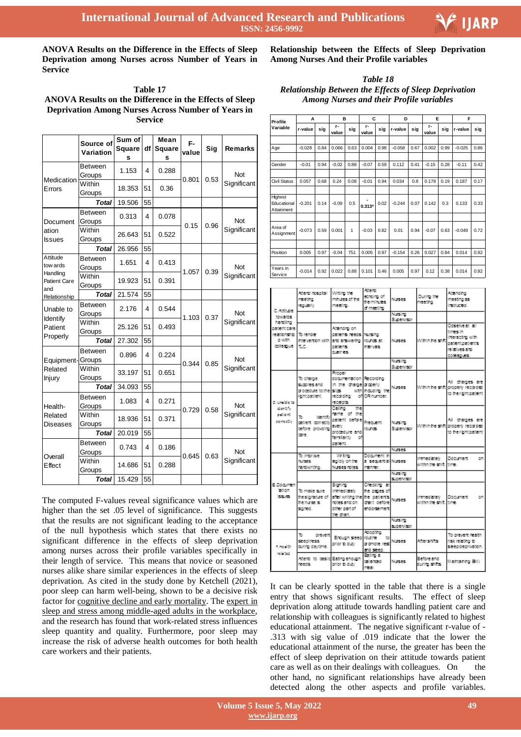**ANOVA Results on the Difference in the Effects of Sleep Deprivation among Nurses across Number of Years in Service**

**Table 17**
**ANOVA Results on the Difference in the Effects of Sleep Deprivation Among Nurses Across Number of Years in Service**

| | Source of Variation | Sum of Squares | df | Mean Squares | F-value | Sig | Remarks |
|---|---|---|---|---|---|---|---|
| Medication Errors | Between Groups | 1.153 | 4 | 0.288 | 0.801 | 0.53 | Not Significant |
| | Within Groups | 18.353 | 51 | 0.36 | | | |
| | *Total* | 19.506 | 55 | | | | |
| Documentation Issues | Between Groups | 0.313 | 4 | 0.078 | 0.15 | 0.96 | Not Significant |
| | Within Groups | 26.643 | 51 | 0.522 | | | |
| | *Total* | 26.956 | 55 | | | | |
| Attitude towards Handling Patient Care and Relationship | Between Groups | 1.651 | 4 | 0.413 | 1.057 | 0.39 | Not Significant |
| | Within Groups | 19.923 | 51 | 0.391 | | | |
| | *Total* | 21.574 | 55 | | | | |
| Unable to Identify Patient Properly | Between Groups | 2.176 | 4 | 0.544 | 1.103 | 0.37 | Not Significant |
| | Within Groups | 25.126 | 51 | 0.493 | | | |
| | *Total* | 27.302 | 55 | | | | |
| Equipment-Related Injury | Between Groups | 0.896 | 4 | 0.224 | 0.344 | 0.85 | Not Significant |
| | Within Groups | 33.197 | 51 | 0.651 | | | |
| | *Total* | 34.093 | 55 | | | | |
| Health-Related Diseases | Between Groups | 1.083 | 4 | 0.271 | 0.729 | 0.58 | Not Significant |
| | Within Groups | 18.936 | 51 | 0.371 | | | |
| | *Total* | 20.019 | 55 | | | | |
| Overall Effect | Between Groups | 0.743 | 4 | 0.186 | 0.645 | 0.63 | Not Significant |
| | Within Groups | 14.686 | 51 | 0.288 | | | |
| | *Total* | 15.429 | 55 | | | | |

The computed F-values reveal significance values which are higher than the set .05 level of significance. This suggests that the results are not significant leading to the acceptance of the null hypothesis which states that there exists no significant difference in the effects of sleep deprivation among nurses across their profile variables specifically in their length of service. This means that novice or seasoned nurses alike share similar experiences in the effects of sleep deprivation. As cited in the study done by Ketchell (2021), poor sleep can harm well-being, shown to be a decisive risk factor for cognitive decline and early mortality. The expert in sleep and stress among middle-aged adults in the workplace, and the research has found that work-related stress influences sleep quantity and quality. Furthermore, poor sleep may increase the risk of adverse health outcomes for both health care workers and their patients.

**Relationship between the Effects of Sleep Deprivation Among Nurses And their Profile variables**

***Table 18***
***Relationship Between the Effects of Sleep Deprivation Among Nurses and their Profile variables***

| Profile Variable | A r-value | A sig | B r-value | B sig | C r-value | C sig | D r-value | D sig | E r-value | E sig | F r-value | F sig |
|---|---|---|---|---|---|---|---|---|---|---|---|---|
| Age | -0.028 | 0.84 | 0.066 | 0.63 | 0.004 | 0.98 | -0.058 | 0.67 | 0.002 | 0.99 | -0.025 | 0.86 |
| Gender | -0.01 | 0.94 | -0.02 | 0.88 | -0.07 | 0.59 | 0.112 | 0.41 | -0.15 | 0.28 | -0.11 | 0.42 |
| Civil Status | 0.057 | 0.68 | 0.24 | 0.08 | -0.01 | 0.94 | 0.034 | 0.8 | 0.178 | 0.19 | 0.187 | 0.17 |
| Highest Educational Attainment | -0.201 | 0.14 | -0.09 | 0.5 | -0.313* | 0.02 | -0.244 | 0.07 | 0.142 | 0.3 | 0.133 | 0.33 |
| Area of Assignment | -0.073 | 0.59 | 0.001 | 1 | -0.03 | 0.82 | 0.01 | 0.94 | -0.07 | 0.63 | -0.049 | 0.72 |
| Position | 0.005 | 0.97 | -0.04 | 751 | 0.005 | 0.97 | -0.154 | 0.26 | 0.027 | 0.84 | 0.014 | 0.92 |
| Years in Service | -0.014 | 0.92 | 0.022 | 0.88 | 0.101 | 0.46 | 0.005 | 0.97 | 0.12 | 0.38 | 0.014 | 0.92 |

| | | | | | | |
|---|---|---|---|---|---|---|
| C.Attitude towards handling patient care relationship with colleague | Attend hospital meeting regularly | Writing the minutes of the meeting. | Attend echoing of the minutes of meeting | Nurses | During the meeting | Attending meeting as instructed. |
| | | | | Nursing Supervisor | | |
| | To render intervention with T.C. | Attending on patients needs and answering patients queries. | Nursing rounds at intervals | Nurses | Within the shift | Observe at all times in interacting with patient,patient's relatives and colleagues. |
| | | | | Nursing Supervisor | | |
| D.Unable to identify patient correctly | To charge supplies and procedure to the right patient. | Proper documentation in the charge slips with recording of receipts. | Recording properly including the OR number. | Nurses | Within the shift | All charges are properly recorded to the right patient. |
| | To identify patient correctly before providing care. | Calling the name of the patient before every procedure and familiarity of patient. | Frequent rounds | Nursing Supervisor | Within the shift | All charges are properly recorded to the right patient. |
| E.Documentation issues | To improve nurses handwriting. | Writing legibly on the Nurses notes. | Document in a sequential manner. | Nurses | Immediately within the shift. | Document on time. |
| | | | | Nursing supervisor | | |
| | To make sure the signature of the nurse is signed. | Signing immediately after writing the notes and on other part of the chart. | Checking at the pages of the patient's chart before endorsement. | Nurses | Immediately within the shift. | Document on time. |
| | | | | Nursing supervisor | | |
| F.Health related | To prevent sleepiness during daytime. | Enough sleep prior to duty | Adopting routine to promote rest and sleep. | Nurses | After shifts | To prevent health risk relating to sleep deprivation. |
| | Attend to basic needs | Eating enough prior to duty | Eating a balanced meal | Nurses | Before and during shifts. | Maintaining BMI. |

It can be clearly spotted in the table that there is a single entry that shows significant results. The effect of sleep deprivation along attitude towards handling patient care and relationship with colleagues is significantly related to highest educational attainment. The negative significant r-value of -.313 with sig value of .019 indicate that the lower the educational attainment of the nurse, the greater has been the effect of sleep deprivation on their attitude towards patient care as well as on their dealings with colleagues. On the other hand, no significant relationships have already been detected along the other aspects and profile variables.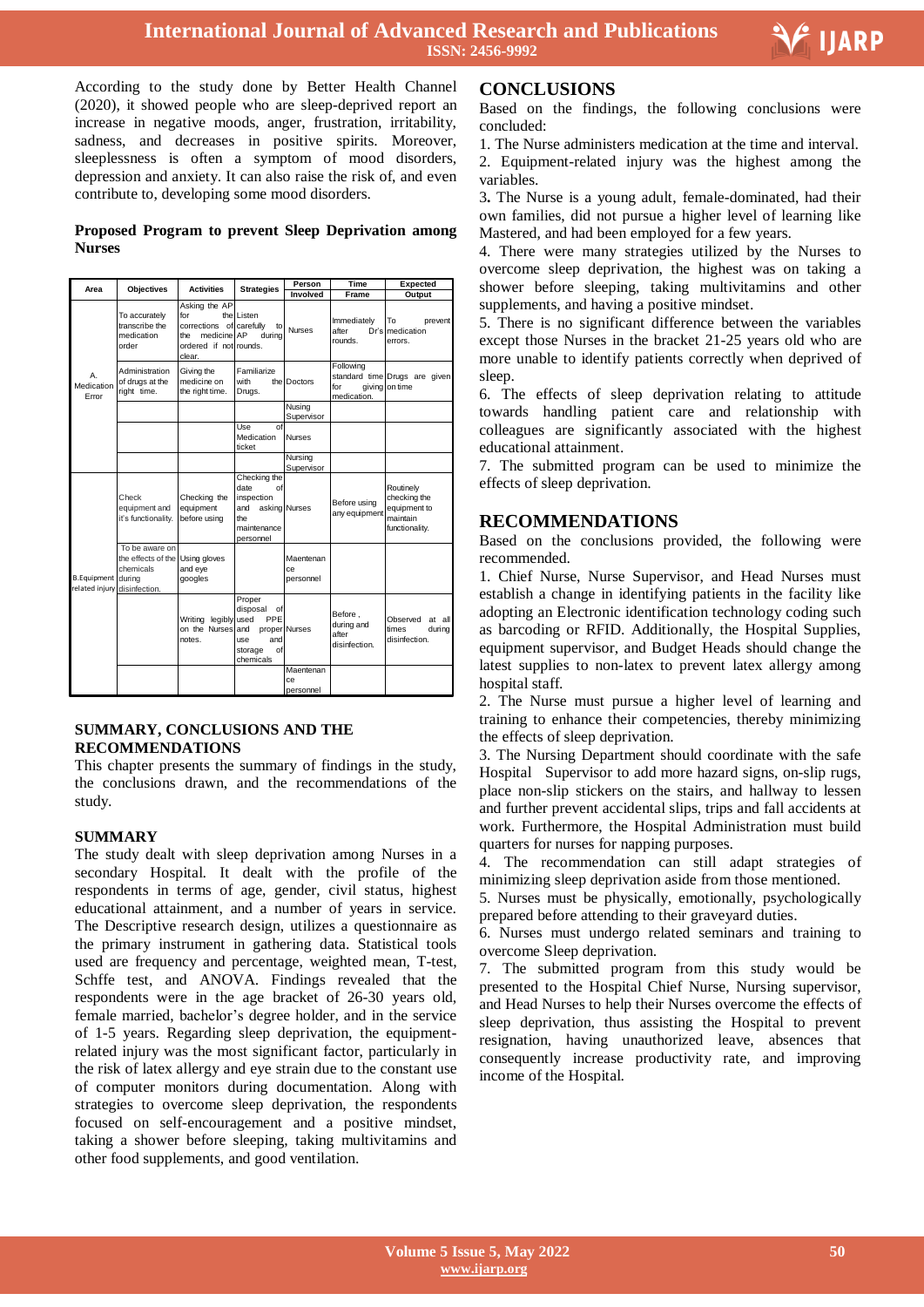According to the study done by Better Health Channel (2020), it showed people who are sleep-deprived report an increase in negative moods, anger, frustration, irritability, sadness, and decreases in positive spirits. Moreover, sleeplessness is often a symptom of mood disorders, depression and anxiety. It can also raise the risk of, and even contribute to, developing some mood disorders.

**Proposed Program to prevent Sleep Deprivation among Nurses**

| Area | Objectives | Activities | Strategies | Person Involved | Time Frame | Expected Output |
|---|---|---|---|---|---|---|
| A. Medication Error | To accurately transcribe the medication order | Asking the AP for the corrections of the medicine ordered if not clear. | Listen carefully to AP during rounds. | Nurses | Immediately after Dr's rounds. | To prevent medication errors. |
| | Administration of drugs at the right time. | Giving the medicine on the right time. | Familiarize with the Drugs. | Doctors | Following standard time for giving medication. | Drugs are given on time |
| | | | | Nusing Supervisor | | |
| | | | Use of Medication ticket | Nurses | | |
| | | | | Nursing Supervisor | | |
| B.Equipment related injury | Check equipment and it's functionality. | Checking the equipment before using | Checking the date of inspection and asking the maintenance personnel | Nurses | Before using any equipment | Routinely checking the equipment to maintain functionality. |
| | To be aware on the effects of the chemicals during disinfection. | Using gloves and eye googles | | Maentenance personnel | | |
| | | Writing legibly on the Nurses notes. | Proper disposal of used PPE and proper use and storage of chemicals | Nurses | Before, during and after disinfection. | Observed at all times during disinfection. |
| | | | | Maentenance personnel | | |

## SUMMARY, CONCLUSIONS AND THE RECOMMENDATIONS

This chapter presents the summary of findings in the study, the conclusions drawn, and the recommendations of the study.

## SUMMARY

The study dealt with sleep deprivation among Nurses in a secondary Hospital. It dealt with the profile of the respondents in terms of age, gender, civil status, highest educational attainment, and a number of years in service. The Descriptive research design, utilizes a questionnaire as the primary instrument in gathering data. Statistical tools used are frequency and percentage, weighted mean, T-test, Schffe test, and ANOVA. Findings revealed that the respondents were in the age bracket of 26-30 years old, female married, bachelor's degree holder, and in the service of 1-5 years. Regarding sleep deprivation, the equipment-related injury was the most significant factor, particularly in the risk of latex allergy and eye strain due to the constant use of computer monitors during documentation. Along with strategies to overcome sleep deprivation, the respondents focused on self-encouragement and a positive mindset, taking a shower before sleeping, taking multivitamins and other food supplements, and good ventilation.

## CONCLUSIONS

Based on the findings, the following conclusions were concluded:

1. The Nurse administers medication at the time and interval.
2. Equipment-related injury was the highest among the variables.
3. The Nurse is a young adult, female-dominated, had their own families, did not pursue a higher level of learning like Mastered, and had been employed for a few years.
4. There were many strategies utilized by the Nurses to overcome sleep deprivation, the highest was on taking a shower before sleeping, taking multivitamins and other supplements, and having a positive mindset.
5. There is no significant difference between the variables except those Nurses in the bracket 21-25 years old who are more unable to identify patients correctly when deprived of sleep.
6. The effects of sleep deprivation relating to attitude towards handling patient care and relationship with colleagues are significantly associated with the highest educational attainment.
7. The submitted program can be used to minimize the effects of sleep deprivation.

## RECOMMENDATIONS

Based on the conclusions provided, the following were recommended.

1. Chief Nurse, Nurse Supervisor, and Head Nurses must establish a change in identifying patients in the facility like adopting an Electronic identification technology coding such as barcoding or RFID. Additionally, the Hospital Supplies, equipment supervisor, and Budget Heads should change the latest supplies to non-latex to prevent latex allergy among hospital staff.
2. The Nurse must pursue a higher level of learning and training to enhance their competencies, thereby minimizing the effects of sleep deprivation.
3. The Nursing Department should coordinate with the safe Hospital Supervisor to add more hazard signs, on-slip rugs, place non-slip stickers on the stairs, and hallway to lessen and further prevent accidental slips, trips and fall accidents at work. Furthermore, the Hospital Administration must build quarters for nurses for napping purposes.
4. The recommendation can still adapt strategies of minimizing sleep deprivation aside from those mentioned.
5. Nurses must be physically, emotionally, psychologically prepared before attending to their graveyard duties.
6. Nurses must undergo related seminars and training to overcome Sleep deprivation.
7. The submitted program from this study would be presented to the Hospital Chief Nurse, Nursing supervisor, and Head Nurses to help their Nurses overcome the effects of sleep deprivation, thus assisting the Hospital to prevent resignation, having unauthorized leave, absences that consequently increase productivity rate, and improving income of the Hospital.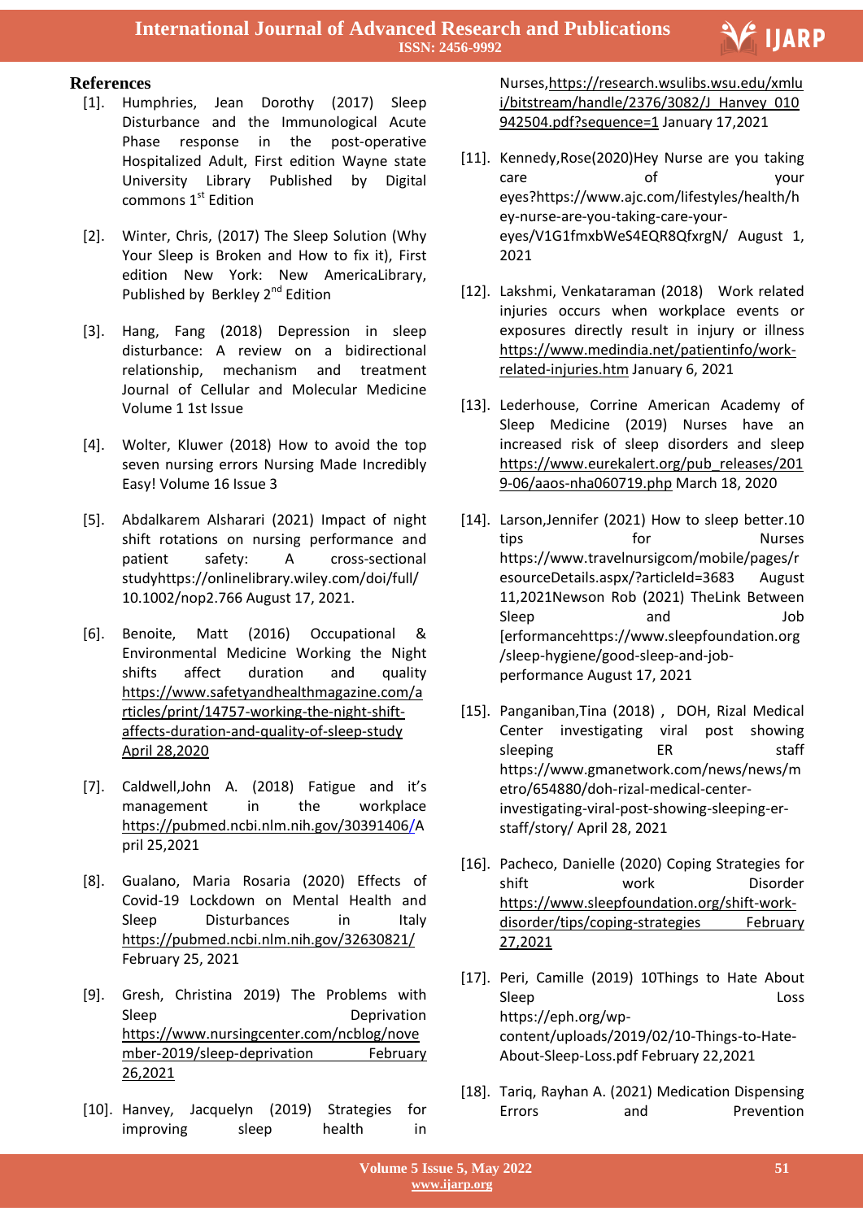## References

[1]. Humphries, Jean Dorothy (2017) Sleep Disturbance and the Immunological Acute Phase response in post-operative Hospitalized Adult, First edition Wayne state University Library Published by Digital commons 1st Edition

[2]. Winter, Chris, (2017) The Sleep Solution (Why Your Sleep is Broken and How to fix it), First edition New York: New AmericaLibrary, Published by Berkley 2nd Edition

[3]. Hang, Fang (2018) Depression in sleep disturbance: A review on a bidirectional relationship, mechanism and treatment Journal of Cellular and Molecular Medicine Volume 1 1st Issue

[4]. Wolter, Kluwer (2018) How to avoid the top seven nursing errors Nursing Made Incredibly Easy! Volume 16 Issue 3

[5]. Abdalkarem Alsharari (2021) Impact of night shift rotations on nursing performance and patient safety: A cross-sectional studyhttps://onlinelibrary.wiley.com/doi/full/10.1002/nop2.766 August 17, 2021.

[6]. Benoite, Matt (2016) Occupational & Environmental Medicine Working the Night shifts affect duration and quality https://www.safetyandhealthmagazine.com/articles/print/14757-working-the-night-shift-affects-duration-and-quality-of-sleep-study April 28,2020

[7]. Caldwell,John A. (2018) Fatigue and it's management in the workplace https://pubmed.ncbi.nlm.nih.gov/30391406/April 25,2021

[8]. Gualano, Maria Rosaria (2020) Effects of Covid-19 Lockdown on Mental Health and Sleep Disturbances in Italy https://pubmed.ncbi.nlm.nih.gov/32630821/ February 25, 2021

[9]. Gresh, Christina 2019) The Problems with Sleep Deprivation https://www.nursingcenter.com/ncblog/november-2019/sleep-deprivation February 26,2021

[10]. Hanvey, Jacquelyn (2019) Strategies for improving sleep health in Nurses,https://research.wsulibs.wsu.edu/xmlui/bitstream/handle/2376/3082/J_Hanvey_010942504.pdf?sequence=1 January 17,2021

[11]. Kennedy,Rose(2020)Hey Nurse are you taking care of your eyes?https://www.ajc.com/lifestyles/health/hey-nurse-are-you-taking-care-your-eyes/V1G1fmxbWeS4EQR8QfxrgN/ August 1, 2021

[12]. Lakshmi, Venkataraman (2018) Work related injuries occurs when workplace events or exposures directly result in injury or illness https://www.medindia.net/patientinfo/work-related-injuries.htm January 6, 2021

[13]. Lederhouse, Corrine American Academy of Sleep Medicine (2019) Nurses have an increased risk of sleep disorders and sleep https://www.eurekalert.org/pub_releases/2019-06/aaos-nha060719.php March 18, 2020

[14]. Larson,Jennifer (2021) How to sleep better.10 tips for Nurses https://www.travelnursigcom/mobile/pages/resourceDetails.aspx/?articleId=3683 August 11,2021Newson Rob (2021) TheLink Between Sleep and Job [erformancehttps://www.sleepfoundation.org/sleep-hygiene/good-sleep-and-job-performance August 17, 2021

[15]. Panganiban,Tina (2018) , DOH, Rizal Medical Center investigating viral post showing sleeping ER staff https://www.gmanetwork.com/news/news/metro/654880/doh-rizal-medical-center-investigating-viral-post-showing-sleeping-er-staff/story/ April 28, 2021

[16]. Pacheco, Danielle (2020) Coping Strategies for shift work Disorder https://www.sleepfoundation.org/shift-work-disorder/tips/coping-strategies February 27,2021

[17]. Peri, Camille (2019) 10Things to Hate About Sleep Loss https://eph.org/wp-content/uploads/2019/02/10-Things-to-Hate-About-Sleep-Loss.pdf February 22,2021

[18]. Tariq, Rayhan A. (2021) Medication Dispensing Errors and Prevention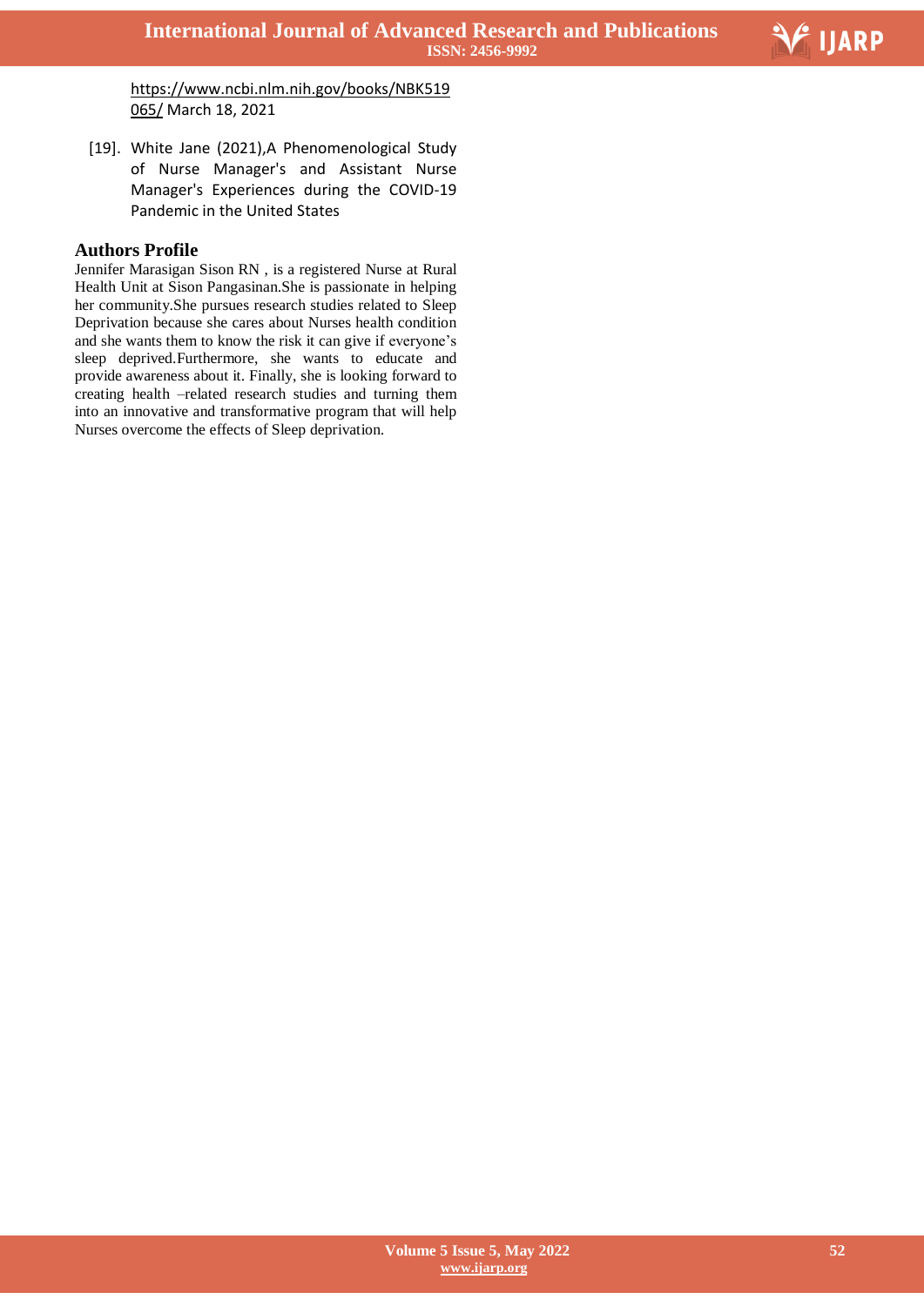https://www.ncbi.nlm.nih.gov/books/NBK519065/ March 18, 2021

[19]. White Jane (2021),A Phenomenological Study of Nurse Manager's and Assistant Nurse Manager's Experiences during the COVID-19 Pandemic in the United States

## Authors Profile

Jennifer Marasigan Sison RN , is a registered Nurse at Rural Health Unit at Sison Pangasinan.She is passionate in helping her community.She pursues research studies related to Sleep Deprivation because she cares about Nurses health condition and she wants them to know the risk it can give if everyone's sleep deprived.Furthermore, she wants to educate and provide awareness about it. Finally, she is looking forward to creating health –related research studies and turning them into an innovative and transformative program that will help Nurses overcome the effects of Sleep deprivation.